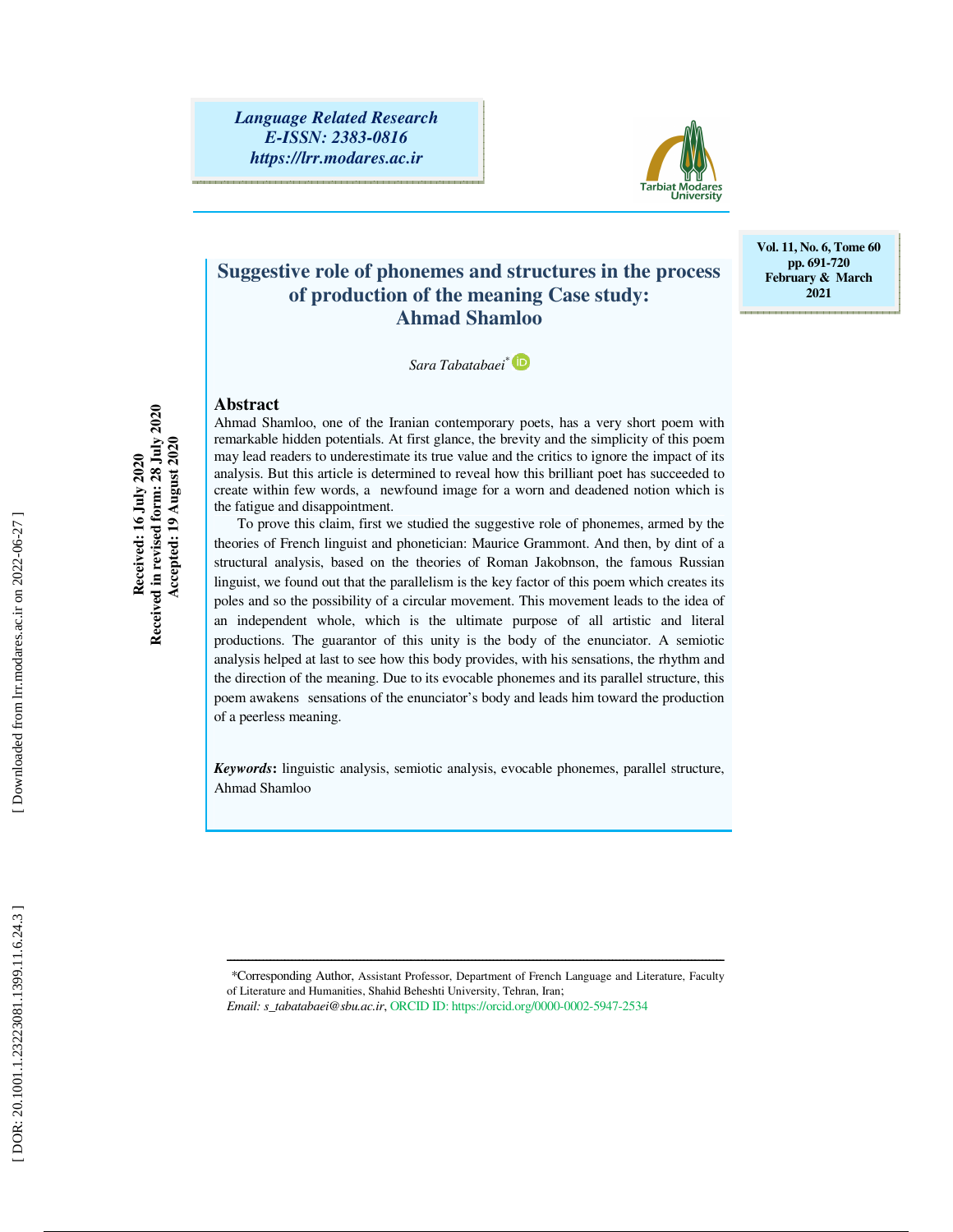# Suggestive role of phonemes and structures in the process of production of the meaning Case study: Ahmad Shamloo

*Sara Tabatabaei*[*]

Received: 16 July 2020
Received in revised form: 28 July 2020
Accepted: 19 August 2020

## Abstract

Ahmad Shamloo, one of the Iranian contemporary poets, has a very short poem with remarkable hidden potentials. At first glance, the brevity and the simplicity of this poem may lead readers to underestimate its true value and the critics to ignore the impact of its analysis. But this article is determined to reveal how this brilliant poet has succeeded to create within few words, a newfound image for a worn and deadened notion which is the fatigue and disappointment.

To prove this claim, first we studied the suggestive role of phonemes, armed by the theories of French linguist and phonetician: Maurice Grammont. And then, by dint of a structural analysis, based on the theories of Roman Jakobnson, the famous Russian linguist, we found out that the parallelism is the key factor of this poem which creates its poles and so the possibility of a circular movement. This movement leads to the idea of an independent whole, which is the ultimate purpose of all artistic and literal productions. The guarantor of this unity is the body of the enunciator. A semiotic analysis helped at last to see how this body provides, with his sensations, the rhythm and the direction of the meaning. Due to its evocable phonemes and its parallel structure, this poem awakens sensations of the enunciator's body and leads him toward the production of a peerless meaning.

***Keywords*****:** linguistic analysis, semiotic analysis, evocable phonemes, parallel structure, Ahmad Shamloo

---

*Corresponding Author, Assistant Professor, Department of French Language and Literature, Faculty of Literature and Humanities, Shahid Beheshti University, Tehran, Iran;
*Email: s_tabatabaei@sbu.ac.ir*, ORCID ID: https://orcid.org/0000-0002-5947-2534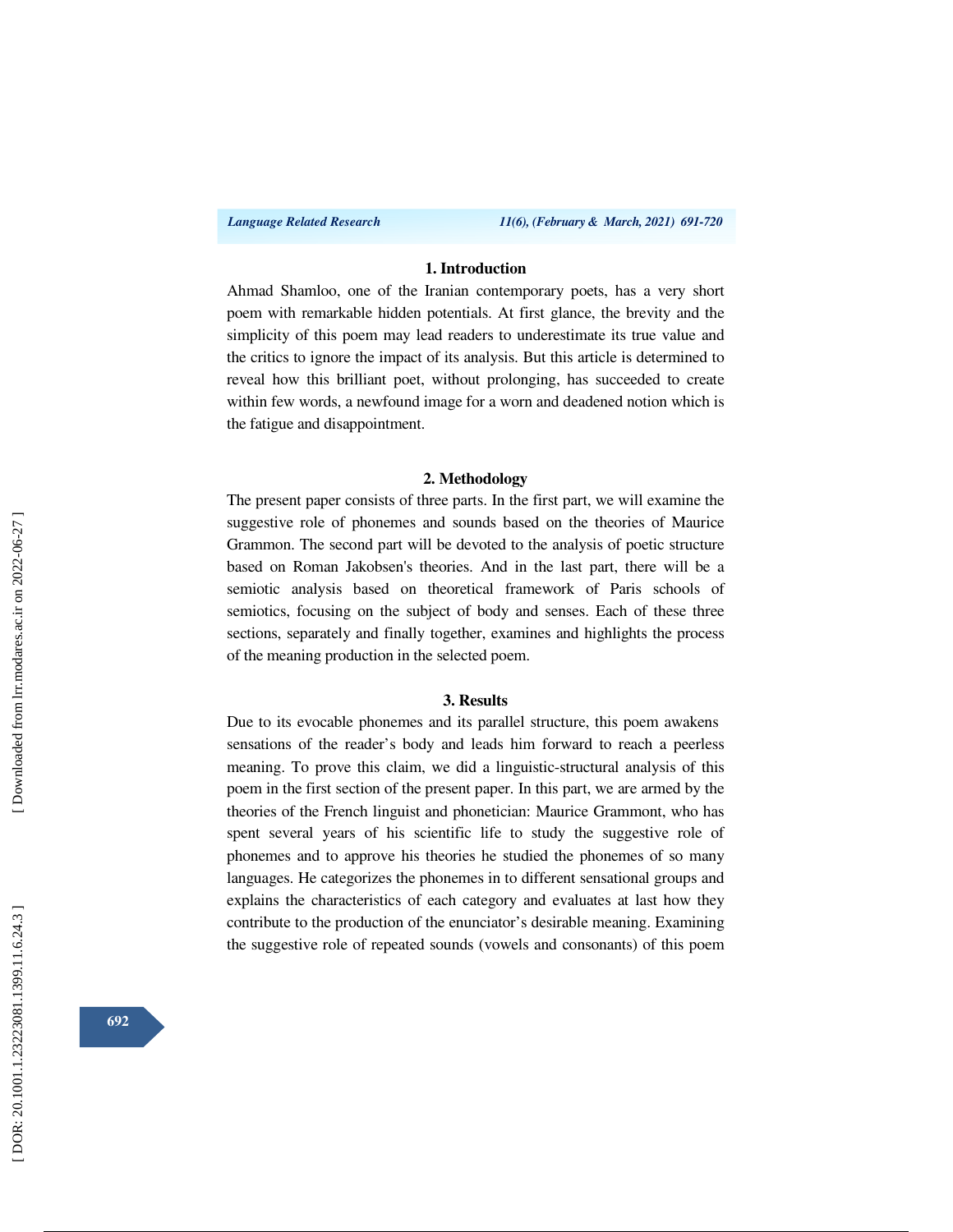## 1. Introduction

Ahmad Shamloo, one of the Iranian contemporary poets, has a very short poem with remarkable hidden potentials. At first glance, the brevity and the simplicity of this poem may lead readers to underestimate its true value and the critics to ignore the impact of its analysis. But this article is determined to reveal how this brilliant poet, without prolonging, has succeeded to create within few words, a newfound image for a worn and deadened notion which is the fatigue and disappointment.

## 2. Methodology

The present paper consists of three parts. In the first part, we will examine the suggestive role of phonemes and sounds based on the theories of Maurice Grammon. The second part will be devoted to the analysis of poetic structure based on Roman Jakobsen's theories. And in the last part, there will be a semiotic analysis based on theoretical framework of Paris schools of semiotics, focusing on the subject of body and senses. Each of these three sections, separately and finally together, examines and highlights the process of the meaning production in the selected poem.

## 3. Results

Due to its evocable phonemes and its parallel structure, this poem awakens sensations of the reader's body and leads him forward to reach a peerless meaning. To prove this claim, we did a linguistic-structural analysis of this poem in the first section of the present paper. In this part, we are armed by the theories of the French linguist and phonetician: Maurice Grammont, who has spent several years of his scientific life to study the suggestive role of phonemes and to approve his theories he studied the phonemes of so many languages. He categorizes the phonemes in to different sensational groups and explains the characteristics of each category and evaluates at last how they contribute to the production of the enunciator's desirable meaning. Examining the suggestive role of repeated sounds (vowels and consonants) of this poem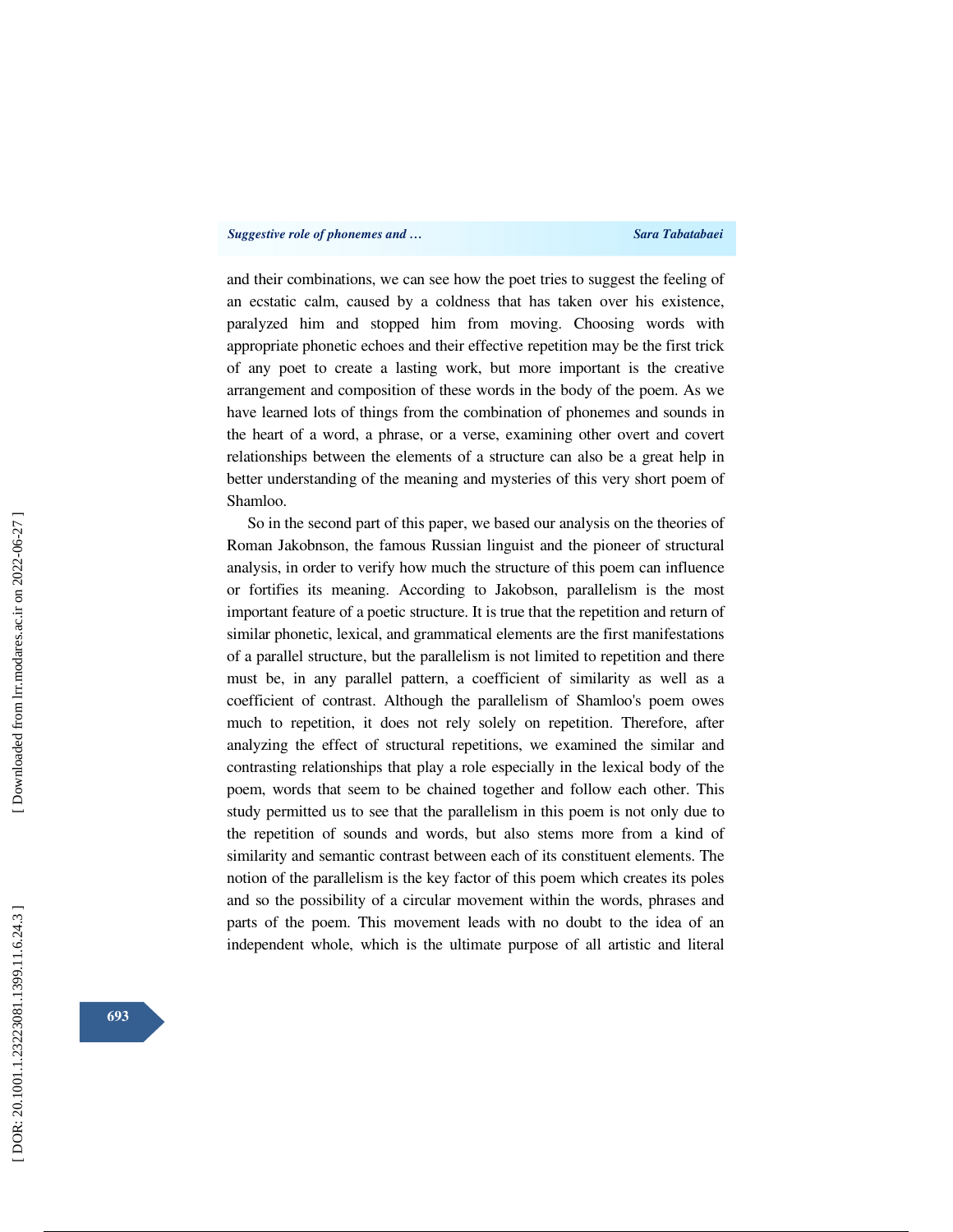and their combinations, we can see how the poet tries to suggest the feeling of an ecstatic calm, caused by a coldness that has taken over his existence, paralyzed him and stopped him from moving. Choosing words with appropriate phonetic echoes and their effective repetition may be the first trick of any poet to create a lasting work, but more important is the creative arrangement and composition of these words in the body of the poem. As we have learned lots of things from the combination of phonemes and sounds in the heart of a word, a phrase, or a verse, examining other overt and covert relationships between the elements of a structure can also be a great help in better understanding of the meaning and mysteries of this very short poem of Shamloo.

So in the second part of this paper, we based our analysis on the theories of Roman Jakobnson, the famous Russian linguist and the pioneer of structural analysis, in order to verify how much the structure of this poem can influence or fortifies its meaning. According to Jakobson, parallelism is the most important feature of a poetic structure. It is true that the repetition and return of similar phonetic, lexical, and grammatical elements are the first manifestations of a parallel structure, but the parallelism is not limited to repetition and there must be, in any parallel pattern, a coefficient of similarity as well as a coefficient of contrast. Although the parallelism of Shamloo's poem owes much to repetition, it does not rely solely on repetition. Therefore, after analyzing the effect of structural repetitions, we examined the similar and contrasting relationships that play a role especially in the lexical body of the poem, words that seem to be chained together and follow each other. This study permitted us to see that the parallelism in this poem is not only due to the repetition of sounds and words, but also stems more from a kind of similarity and semantic contrast between each of its constituent elements. The notion of the parallelism is the key factor of this poem which creates its poles and so the possibility of a circular movement within the words, phrases and parts of the poem. This movement leads with no doubt to the idea of an independent whole, which is the ultimate purpose of all artistic and literal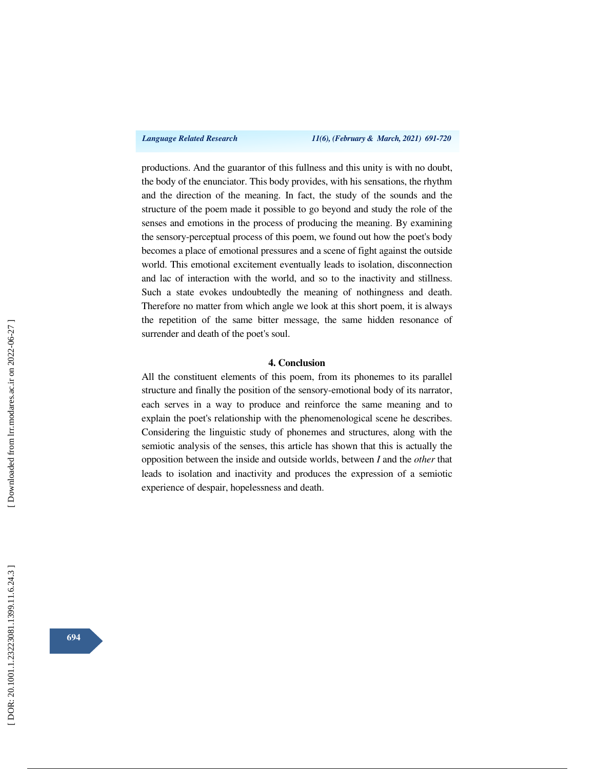productions. And the guarantor of this fullness and this unity is with no doubt, the body of the enunciator. This body provides, with his sensations, the rhythm and the direction of the meaning. In fact, the study of the sounds and the structure of the poem made it possible to go beyond and study the role of the senses and emotions in the process of producing the meaning. By examining the sensory-perceptual process of this poem, we found out how the poet's body becomes a place of emotional pressures and a scene of fight against the outside world. This emotional excitement eventually leads to isolation, disconnection and lac of interaction with the world, and so to the inactivity and stillness. Such a state evokes undoubtedly the meaning of nothingness and death. Therefore no matter from which angle we look at this short poem, it is always the repetition of the same bitter message, the same hidden resonance of surrender and death of the poet's soul.

## 4. Conclusion

All the constituent elements of this poem, from its phonemes to its parallel structure and finally the position of the sensory-emotional body of its narrator, each serves in a way to produce and reinforce the same meaning and to explain the poet's relationship with the phenomenological scene he describes. Considering the linguistic study of phonemes and structures, along with the semiotic analysis of the senses, this article has shown that this is actually the opposition between the inside and outside worlds, between *I* and the *other* that leads to isolation and inactivity and produces the expression of a semiotic experience of despair, hopelessness and death.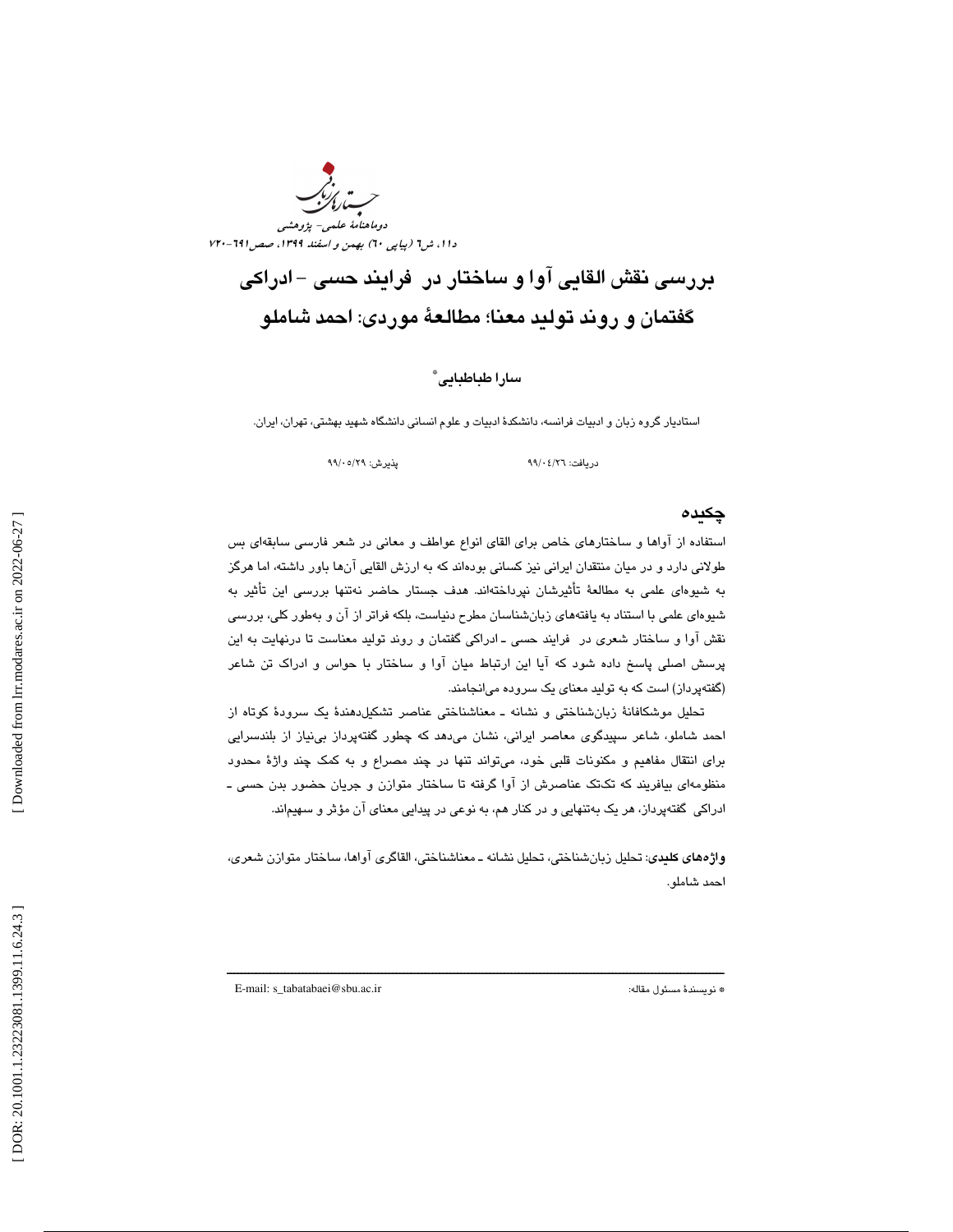# بررسی نقش القایی آوا و ساختار در فرایند حسی - ادراکی گفتمان و روند تولید معنا؛ مطالعهٔ موردی: احمد شاملو

**سارا طباطبایی***

استادیار گروه زبان و ادبیات فرانسه، دانشکدهٔ ادبیات و علوم انسانی دانشگاه شهید بهشتی، تهران، ایران.

دریافت: ۹۹/۰۴/۲۶ پذیرش: ۹۹/۰۵/۲۹

## چکیده

استفاده از آواها و ساختارهای خاص برای القای انواع عواطف و معانی در شعر فارسی سابقه‌ای بس طولانی دارد و در میان منتقدان ایرانی نیز کسانی بوده‌اند که به ارزش القایی آن‌ها باور داشته، اما هرگز به شیوه‌ای علمی به مطالعهٔ تأثیرشان نپرداخته‌اند. هدف جستار حاضر نه‌تنها بررسی این تأثیر به شیوه‌ای علمی با استناد به یافته‌های زبان‌شناسان مطرح دنیاست، بلکه فراتر از آن و به‌طور کلی، بررسی نقش آوا و ساختار شعری در فرایند حسی ـ ادراکی گفتمان و روند تولید معناست تا درنهایت به این پرسش اصلی پاسخ داده شود که آیا این ارتباط میان آوا و ساختار با حواس و ادراک تن شاعر (گفته‌پرداز) است که به تولید معنای یک سروده می‌انجامند.

تحلیل موشکافانهٔ زبان‌شناختی و نشانه ـ معناشناختی عناصر تشکیل‌دهندهٔ یک سرودهٔ کوتاه از احمد شاملو، شاعر سپیدگوی معاصر ایرانی، نشان می‌دهد که چطور گفته‌پرداز بی‌نیاز از بلندسرایی برای انتقال مفاهیم و مکنونات قلبی خود، می‌تواند تنها در چند مصراع و به کمک چند واژهٔ محدود منظومه‌ای بیافریند که تک‌تک عناصرش از آوا گرفته تا ساختار متوازن و جریان حضور بدن حسی ـ ادراکی گفته‌پرداز، هر یک به‌تنهایی و در کنار هم، به نوعی در پیدایی معنای آن مؤثر و سهیم‌اند.

**واژه‌های کلیدی**: تحلیل زبان‌شناختی، تحلیل نشانه ـ معناشناختی، القاگری آواها، ساختار متوازن شعری، احمد شاملو.

---

* نویسندهٔ مسئول مقاله: E-mail: s_tabatabaei@sbu.ac.ir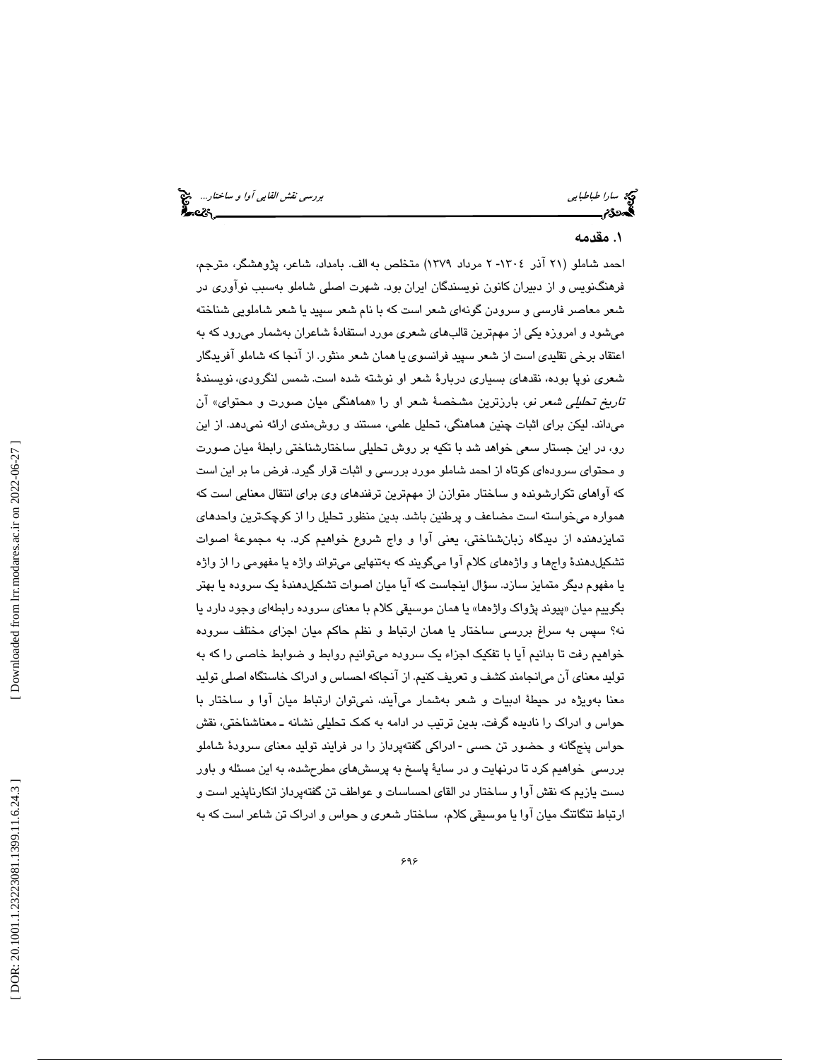## ۱. مقدمه

احمد شاملو (۲۱ آذر ۱۳۰٤- ۲ مرداد ۱۳۷۹) متخلص به الف. بامداد، شاعر، پژوهشگر، مترجم، فرهنگ‌نویس و از دبیران کانون نویسندگان ایران بود. شهرت اصلی شاملو به‌سبب نوآوری در شعر معاصر فارسی و سرودن گونه‌ای شعر است که با نام شعر سپید یا شعر شاملویی شناخته می‌شود و امروزه یکی از مهم‌ترین قالب‌های شعری مورد استفادهٔ شاعران به‌شمار می‌رود که به اعتقاد برخی تقلیدی است از شعر سپید فرانسوی یا همان شعر منثور. از آنجا که شاملو آفریدگار شعری نوپا بوده، نقدهای بسیاری دربارهٔ شعر او نوشته شده است. شمس لنگرودی، نویسندهٔ *تاریخ تحلیلی شعر نو*، بارزترین مشخصهٔ شعر او را «هماهنگی میان صورت و محتوای» آن می‌داند. لیکن برای اثبات چنین هماهنگی، تحلیل علمی، مستند و روش‌مندی ارائه نمی‌دهد. از این رو، در این جستار سعی خواهد شد با تکیه بر روش تحلیلی ساختارشناختی رابطهٔ میان صورت و محتوای سروده‌ای کوتاه از احمد شاملو مورد بررسی و اثبات قرار گیرد. فرض ما بر این است که آواهای تکرارشونده و ساختار متوازن از مهم‌ترین ترفندهای وی برای انتقال معنایی است که همواره می‌خواسته است مضاعف و پرطنین باشد. بدین منظور تحلیل را از کوچک‌ترین واحدهای تمایزدهنده از دیدگاه زبان‌شناختی، یعنی آوا و واج شروع خواهیم کرد. به مجموعهٔ اصوات تشکیل‌دهندهٔ واج‌ها و واژه‌های کلام آوا می‌گویند که به‌تنهایی می‌تواند واژه یا مفهومی را از واژه یا مفهوم دیگر متمایز سازد. سؤال اینجاست که آیا میان اصوات تشکیل‌دهندهٔ یک سروده یا بهتر بگوییم میان «پیوند پژواک واژه‌ها» یا همان موسیقی کلام با معنای سروده رابطه‌ای وجود دارد یا نه؟ سپس به سراغ بررسی ساختار یا همان ارتباط و نظم حاکم میان اجزای مختلف سروده خواهیم رفت تا بدانیم آیا با تفکیک اجزاء یک سروده می‌توانیم روابط و ضوابط خاصی را که به تولید معنای آن می‌انجامند کشف و تعریف کنیم. از آنجاکه احساس و ادراک خاستگاه اصلی تولید معنا به‌ویژه در حیطهٔ ادبیات و شعر به‌شمار می‌آیند، نمی‌توان ارتباط میان آوا و ساختار با حواس و ادراک را نادیده گرفت. بدین ترتیب در ادامه به کمک تحلیلی نشانه ـ معناشناختی، نقش حواس پنج‌گانه و حضور تن حسی - ادراکی گفته‌پرداز را در فرایند تولید معنای سرودهٔ شاملو بررسی خواهیم کرد تا درنهایت و در سایهٔ پاسخ به پرسش‌های مطرح‌شده، به این مسئله و باور دست یازیم که نقش آوا و ساختار در القای احساسات و عواطف تن گفته‌پرداز انکارناپذیر است و ارتباط تنگاتنگ میان آوا یا موسیقی کلام، ساختار شعری و حواس و ادراک تن شاعر است که به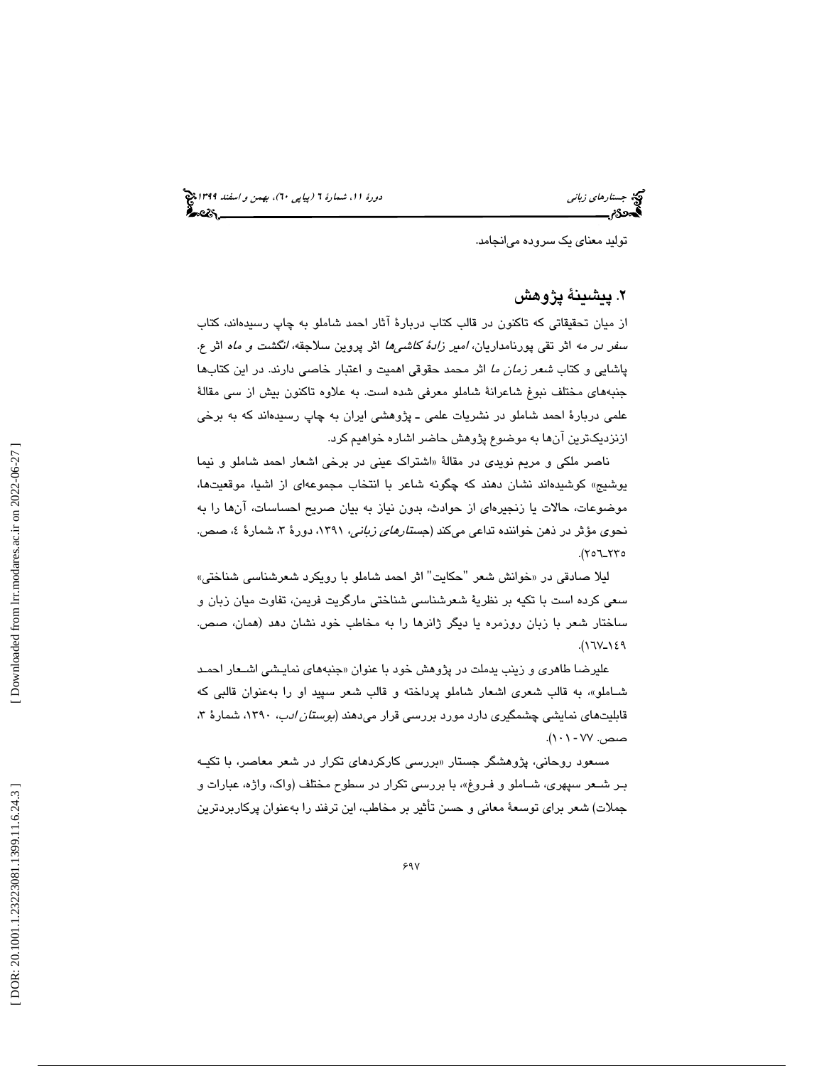تولید معنای یک سروده می‌انجامد.

## ۲. پیشینهٔ پژوهش

از میان تحقیقاتی که تاکنون در قالب کتاب دربارهٔ آثار احمد شاملو به چاپ رسیده‌اند، کتاب *سفر در مه* اثر تقی پورنامداریان، *امیر زادهٔ کاشی‌ها* اثر پروین سلاجقه، *انگشت و ماه* اثر ع. پاشایی و کتاب *شعر زمان ما* اثر محمد حقوقی اهمیت و اعتبار خاصی دارند. در این کتاب‌ها جنبه‌های مختلف نبوغ شاعرانهٔ شاملو معرفی شده است. به علاوه تاکنون بیش از سی مقالهٔ علمی دربارهٔ احمد شاملو در نشریات علمی ـ پژوهشی ایران به چاپ رسیده‌اند که به برخی ازنزدیک‌ترین آن‌ها به موضوع پژوهش حاضر اشاره خواهیم کرد.

ناصر ملکی و مریم نویدی در مقالهٔ «اشتراک عینی در برخی اشعار احمد شاملو و نیما یوشیج» کوشیده‌اند نشان دهند که چگونه شاعر با انتخاب مجموعه‌ای از اشیا، موقعیت‌ها، موضوعات، حالات یا زنجیره‌ای از حوادث، بدون نیاز به بیان صریح احساسات، آن‌ها را به نحوی مؤثر در ذهن خواننده تداعی می‌کند (*جستارهای زبانی*، ۱۳۹۱، دورهٔ ۳، شمارهٔ ٤، صص. ۲۳٥ـ۲٥٦).

لیلا صادقی در «خوانش شعر "حکایت" اثر احمد شاملو با رویکرد شعرشناسی شناختی» سعی کرده است با تکیه بر نظریهٔ شعرشناسی شناختی مارگریت فریمن، تفاوت میان زبان و ساختار شعر با زبان روزمره یا دیگر ژانرها را به مخاطب خود نشان دهد (همان، صص. ۱٤۹ـ۱٦۷).

علیرضا طاهری و زینب یدملت در پژوهش خود با عنوان «جنبه‌های نمایشی اشعار احمد شاملو»، به قالب شعری اشعار شاملو پرداخته و قالب شعر سپید او را به‌عنوان قالبی که قابلیت‌های نمایشی چشمگیری دارد مورد بررسی قرار می‌دهند (*بوستان ادب*، ۱۳۹۰، شمارهٔ ۳، صص. ۷۷ - ۱۰۱).

مسعود روحانی، پژوهشگر جستار «بررسی کارکردهای تکرار در شعر معاصر، با تکیه بر شعر سپهری، شاملو و فروغ»، با بررسی تکرار در سطوح مختلف (واک، واژه، عبارات و جملات) شعر برای توسعهٔ معانی و حسن تأثیر بر مخاطب، این ترفند را به‌عنوان پرکاربردترین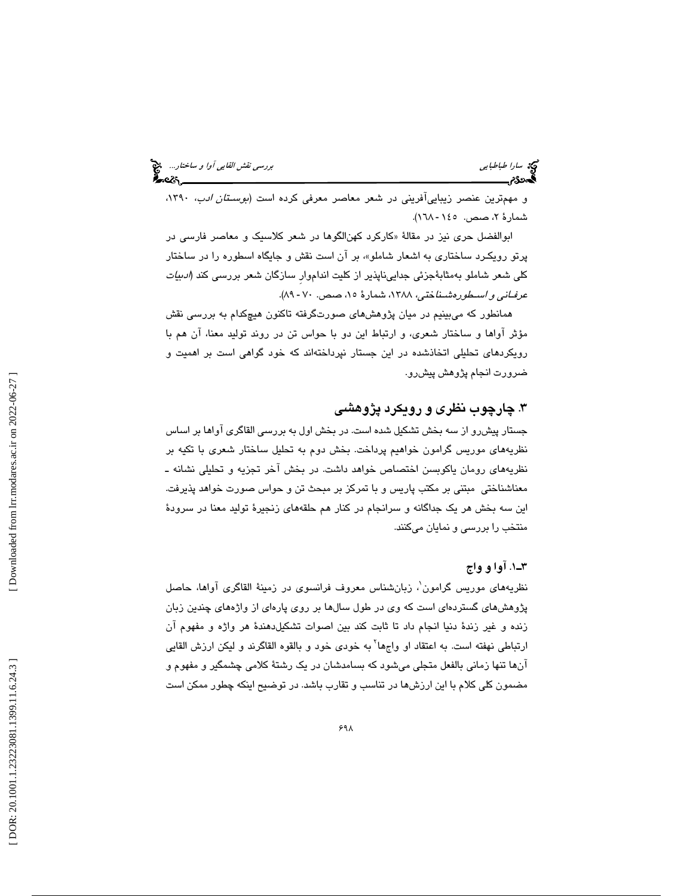و مهم‌ترین عنصر زیبایی‌آفرینی در شعر معاصر معرفی کرده است (*بوستان ادب*، ۱۳۹۰، شمارهٔ ۲، صص. ۱٤٥-۱٦٨).

ابوالفضل حری نیز در مقالهٔ «کارکرد کهن‌الگوها در شعر کلاسیک و معاصر فارسی در پرتو رویکرد ساختاری به اشعار شاملو»، بر آن است نقش و جایگاه اسطوره را در ساختار کلی شعر شاملو به‌مثابهٔ‌جزئی جدایی‌ناپذیر از کلیت اندام‌وارِ سازگان شعر بررسی کند (*ادبیات عرفانی و اسطوره‌شناختی*، ۱۳۸۸، شمارهٔ ۱۵، صص. ۷۰-۸۹).

همانطور که می‌بینیم در میان پژوهش‌های صورت‌گرفته تاکنون هیچ‌کدام به بررسی نقش مؤثر آواها و ساختار شعری، و ارتباط این دو با حواس تن در روند تولید معنا، آن هم با رویکردهای تحلیلی اتخاذشده در این جستار نپرداخته‌اند که خود گواهی است بر اهمیت و ضرورت انجام پژوهش پیش‌رو.

## ۳. چارچوب نظری و رویکرد پژوهشی

جستار پیش‌رو از سه بخش تشکیل شده است. در بخش اول به بررسی القاگری آواها بر اساس نظریه‌های موریس گرامون خواهیم پرداخت. بخش دوم به تحلیل ساختار شعری با تکیه بر نظریه‌های رومان یاکوبسن اختصاص خواهد داشت. در بخش آخر تجزیه و تحلیلی نشانه ـ معناشناختی مبتنی بر مکتب پاریس و با تمرکز بر مبحث تن و حواس صورت خواهد پذیرفت. این سه بخش هر یک جداگانه و سرانجام در کنار هم حلقه‌های زنجیرهٔ تولید معنا در سرودهٔ منتخب را بررسی و نمایان می‌کنند.

### ۳ـ۱. آوا و واج

نظریه‌های موریس گرامون[1]، زبان‌شناس معروف فرانسوی در زمینهٔ القاگری آواها، حاصل پژوهش‌های گسترده‌ای است که وی در طول سال‌ها بر روی پاره‌ای از واژه‌های چندین زبان زنده و غیر زندهٔ دنیا انجام داد تا ثابت کند بین اصوات تشکیل‌دهندهٔ هر واژه و مفهوم آن ارتباطی نهفته است. به اعتقاد او واج‌ها[2] به خودی خود و بالقوه القاگرند و لیکن ارزش القایی آن‌ها تنها زمانی بالفعل متجلی می‌شود که بسامدشان در یک رشتهٔ کلامی چشمگیر و مفهوم و مضمون کلی کلام با این ارزش‌ها در تناسب و تقارب باشد. در توضیح اینکه چطور ممکن است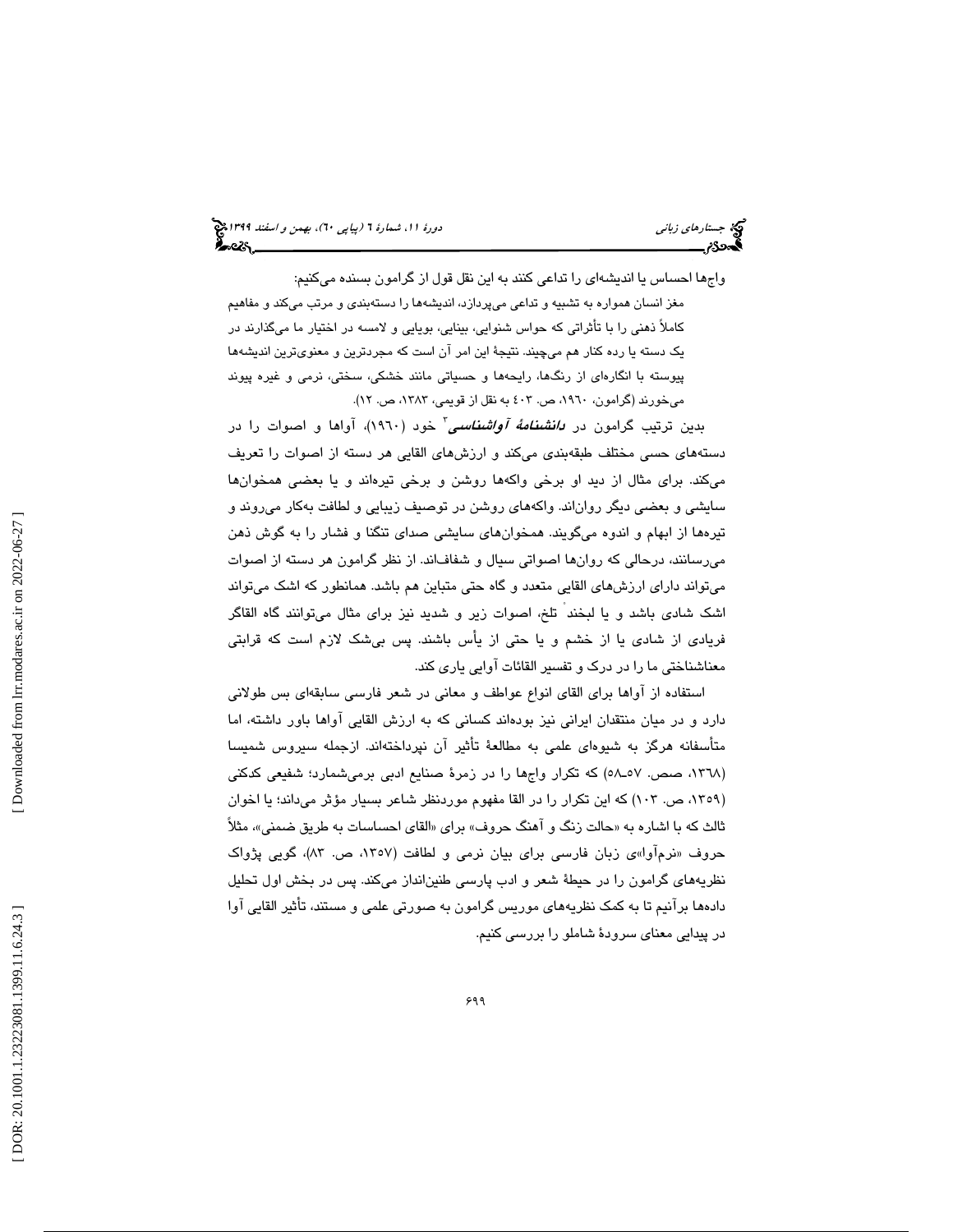واج‌ها احساس یا اندیشه‌ای را تداعی کنند به این نقل قول از گرامون بسنده می‌کنیم:

> مغز انسان همواره به تشبیه و تداعی می‌پردازد، اندیشه‌ها را دسته‌بندی و مرتب می‌کند و مفاهیم کاملاً ذهنی را با تأثراتی که حواس شنوایی، بینایی، بویایی و لامسه در اختیار ما می‌گذارند در یک دسته یا رده کنار هم می‌چیند. نتیجهٔ این امر آن است که مجردترین و معنوی‌ترین اندیشه‌ها پیوسته با انگاره‌ای از رنگ‌ها، رایحه‌ها و حسیاتی مانند خشکی، سختی، نرمی و غیره پیوند می‌خورند (گرامون، ۱۹۶۰، ص. ۴۰۳ به نقل از قویمی، ۱۳۸۳، ص. ۱۲).

بدین ترتیب گرامون در ***دانشنامهٔ آواشناسی***[۲] خود (۱۹۶۰)، آواها و اصوات را در دسته‌های حسی مختلف طبقه‌بندی می‌کند و ارزش‌های القایی هر دسته از اصوات را تعریف می‌کند. برای مثال از دید او برخی واکه‌ها روشن و برخی تیره‌اند و یا بعضی همخوان‌ها سایشی و بعضی دیگر روان‌اند. واکه‌های روشن در توصیف زیبایی و لطافت به‌کار می‌روند و تیره‌ها از ابهام و اندوه می‌گویند. همخوان‌های سایشی صدای تنگنا و فشار را به گوش ذهن می‌رسانند، درحالی که روان‌ها اصواتی سیال و شفاف‌اند. از نظر گرامون هر دسته از اصوات می‌تواند دارای ارزش‌های القایی متعدد و گاه حتی متباین هم باشد. همانطور که اشک می‌تواند اشک شادی باشد و یا لبخند، تلخ، اصوات زیر و شدید نیز برای مثال می‌توانند گاه القاگر فریادی از شادی یا از خشم و یا حتی از یأس باشند. پس بی‌شک لازم است که قرابتی معناشناختی ما را در درک و تفسیر القائات آوایی یاری کند.

استفاده از آواها برای القای انواع عواطف و معانی در شعر فارسی سابقه‌ای بس طولانی دارد و در میان منتقدان ایرانی نیز بوده‌اند کسانی که به ارزش القایی آواها باور داشته، اما متأسفانه هرگز به شیوه‌ای علمی به مطالعهٔ تأثیر آن نپرداخته‌اند. ازجمله سیروس شمیسا (۱۳۶۸، صص. ۵۷ـ۵۸) که تکرار واج‌ها را در زمرهٔ صنایع ادبی برمی‌شمارد؛ شفیعی کدکنی (۱۳۵۹، ص. ۱۰۳) که این تکرار را در القا مفهوم موردنظر شاعر بسیار مؤثر می‌داند؛ یا اخوان ثالث که با اشاره به «حالت زنگ و آهنگ حروف» برای «القای احساسات به طریق ضمنی»، مثلاً حروف «نرم‌آوا»ی زبان فارسی برای بیان نرمی و لطافت (۱۳۵۷، ص. ۸۳)، گویی پژواک نظریه‌های گرامون را در حیطهٔ شعر و ادب پارسی طنین‌انداز می‌کند. پس در بخش اول تحلیل داده‌ها برآنیم تا به کمک نظریه‌های موریس گرامون به صورتی علمی و مستند، تأثیر القایی آوا در پیدایی معنای سرودهٔ شاملو را بررسی کنیم.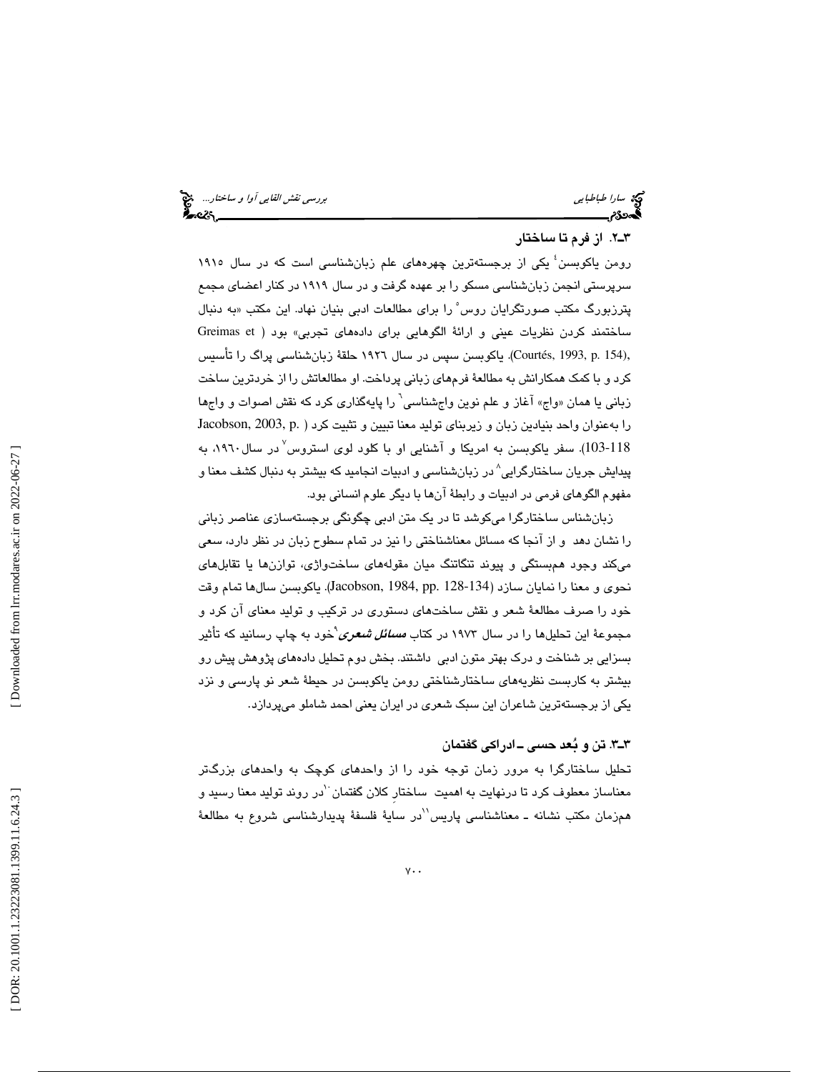### ۳ـ۲. از فرم تا ساختار

رومن یاکوبسن[4] یکی از برجسته‌ترین چهره‌های علم زبان‌شناسی است که در سال ۱۹۱۵ سرپرستی انجمن زبان‌شناسی مسکو را بر عهده گرفت و در سال ۱۹۱۹ در کنار اعضای مجمع پترزبورگ مکتب صورتگرایان روس[5] را برای مطالعات ادبی بنیان نهاد. این مکتب «به دنبال ساختمند کردن نظریات عینی و ارائهٔ الگوهایی برای داده‌های تجربی» بود (Greimas et Courtés, 1993, p. 154). یاکوبسن سپس در سال ۱۹۲۶ حلقهٔ زبان‌شناسی پراگ را تأسیس کرد و با کمک همکارانش به مطالعهٔ فرم‌های زبانی پرداخت. او مطالعاتش را از خردترین ساخت زبانی یا همان «واج» آغاز و علم نوین واج‌شناسی[6] را پایه‌گذاری کرد که نقش اصوات و واج‌ها را به‌عنوان واحد بنیادین زبان و زیربنای تولید معنا تبیین و تثبیت کرد (Jacobson, 2003, p. 103-118). سفر یاکوبسن به امریکا و آشنایی او با کلود لوی استروس[7] در سال ۱۹۶۰، به پیدایش جریان ساختارگرایی[8] در زبان‌شناسی و ادبیات انجامید که بیشتر به دنبال کشف معنا و مفهوم الگوهای فرمی در ادبیات و رابطهٔ آن‌ها با دیگر علوم انسانی بود.

زبان‌شناس ساختارگرا می‌کوشد تا در یک متن ادبی چگونگی برجسته‌سازی عناصر زبانی را نشان دهد و از آنجا که مسائل معناشناختی را نیز در تمام سطوح زبان در نظر دارد، سعی می‌کند وجود هم‌بستگی و پیوند تنگاتنگ میان مقوله‌های ساخت‌واژی، توازن‌ها یا تقابل‌های نحوی و معنا را نمایان سازد (Jacobson, 1984, pp. 128-134). یاکوبسن سال‌ها تمام وقت خود را صرف مطالعهٔ شعر و نقش ساخت‌های دستوری در ترکیب و تولید معنای آن کرد و مجموعهٔ این تحلیل‌ها را در سال ۱۹۷۳ در کتاب ***مسائل شعری***[9] خود به چاپ رسانید که تأثیر بسزایی بر شناخت و درک بهتر متون ادبی داشتند. بخش دوم تحلیل داده‌های پژوهش پیش رو بیشتر به کاربست نظریه‌های ساختارشناختی رومن یاکوبسن در حیطهٔ شعر نو پارسی و نزد یکی از برجسته‌ترین شاعران این سبک شعری در ایران یعنی احمد شاملو می‌پردازد.

### ۳ـ۳. تن و بُعد حسی ـ ادراکی گفتمان

تحلیل ساختارگرا به مرور زمان توجه خود را از واحدهای کوچک به واحدهای بزرگ‌تر معناساز معطوف کرد تا درنهایت به اهمیت ساختارِ کلان گفتمان[10] در روند تولید معنا رسید و هم‌زمان مکتب نشانه ـ معناشناسی پاریس[11] در سایهٔ فلسفهٔ پدیدارشناسی شروع به مطالعهٔ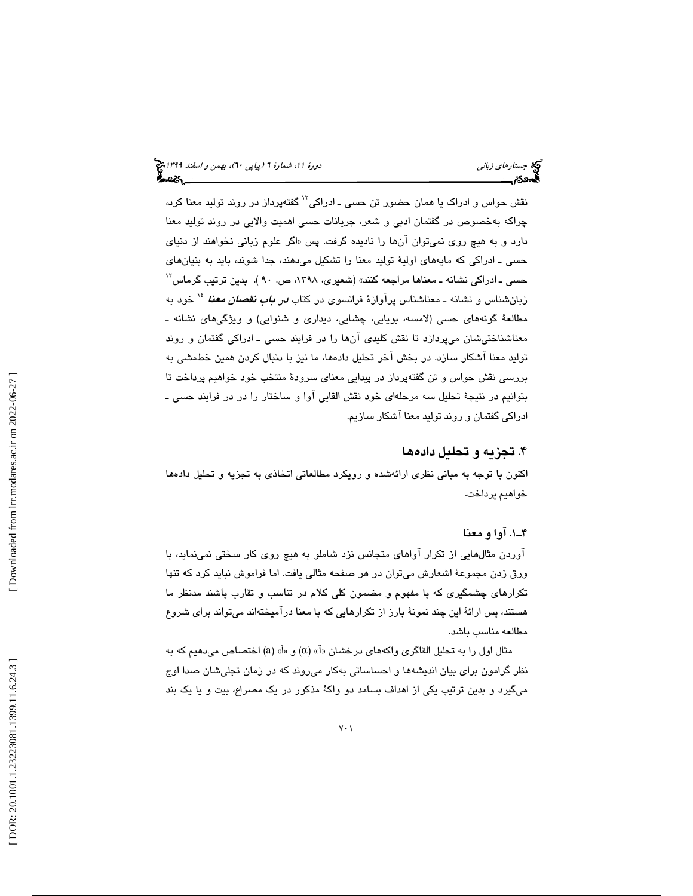نقش حواس و ادراک یا همان حضور تن حسی ـ ادراکی[12] گفته‌پرداز در روند تولید معنا کرد، چراکه به‌خصوص در گفتمان ادبی و شعر، جریانات حسی اهمیت والایی در روند تولید معنا دارد و به هیچ روی نمی‌توان آن‌ها را نادیده گرفت. پس «اگر علوم زبانی نخواهند از دنیای حسی ـ ادراکی که مایه‌های اولیهٔ تولید معنا را تشکیل می‌دهند، جدا شوند، باید به بنیان‌های حسی ـ ادراکی نشانه ـ معناها مراجعه کنند» (شعیری، ۱۳۹۸، ص. ۹۰). بدین ترتیب گرماس[13] زبان‌شناس و نشانه ـ معناشناس پرآوازهٔ فرانسوی در کتاب ***در باب نقصان معنا*** [14] خود به مطالعهٔ گونه‌های حسی (لامسه، بویایی، چشایی، دیداری و شنوایی) و ویژگی‌های نشانه ـ معناشناختی‌شان می‌پردازد تا نقش کلیدی آن‌ها را در فرایند حسی ـ ادراکی گفتمان و روند تولید معنا آشکار سازد. در بخش آخر تحلیل داده‌ها، ما نیز با دنبال کردن همین خط‌مشی به بررسی نقش حواس و تن گفته‌پرداز در پیدایی معنای سرودهٔ منتخب خود خواهیم پرداخت تا بتوانیم در نتیجهٔ تحلیل سه مرحله‌ای خود نقش القایی آوا و ساختار را در در فرایند حسی ـ ادراکی گفتمان و روند تولید معنا آشکار سازیم.

## ۴. تجزیه و تحلیل داده‌ها

اکنون با توجه به مبانی نظری ارائه‌شده و رویکرد مطالعاتی اتخاذی به تجزیه و تحلیل داده‌ها خواهیم پرداخت.

### ۴ـ۱. آوا و معنا

آوردن مثال‌هایی از تکرار آواهای متجانس نزد شاملو به هیچ روی کار سختی نمی‌نماید، با ورق زدن مجموعهٔ اشعارش می‌توان در هر صفحه مثالی یافت. اما فراموش نباید کرد که تنها تکرارهای چشمگیری که با مفهوم و مضمون کلی کلام در تناسب و تقارب باشند مدنظر ما هستند، پس ارائهٔ این چند نمونهٔ بارز از تکرارهایی که با معنا درآمیخته‌اند می‌تواند برای شروع مطالعه مناسب باشد.

مثال اول را به تحلیل القاگری واکه‌های درخشان «آ» ($\alpha$) و «اَ» (a) اختصاص می‌دهیم که به نظر گرامون برای بیان اندیشه‌ها و احساساتی به‌کار می‌روند که در زمان تجلی‌شان صدا اوج می‌گیرد و بدین ترتیب یکی از اهداف بسامد دو واکهٔ مذکور در یک مصراع، بیت و یا یک بند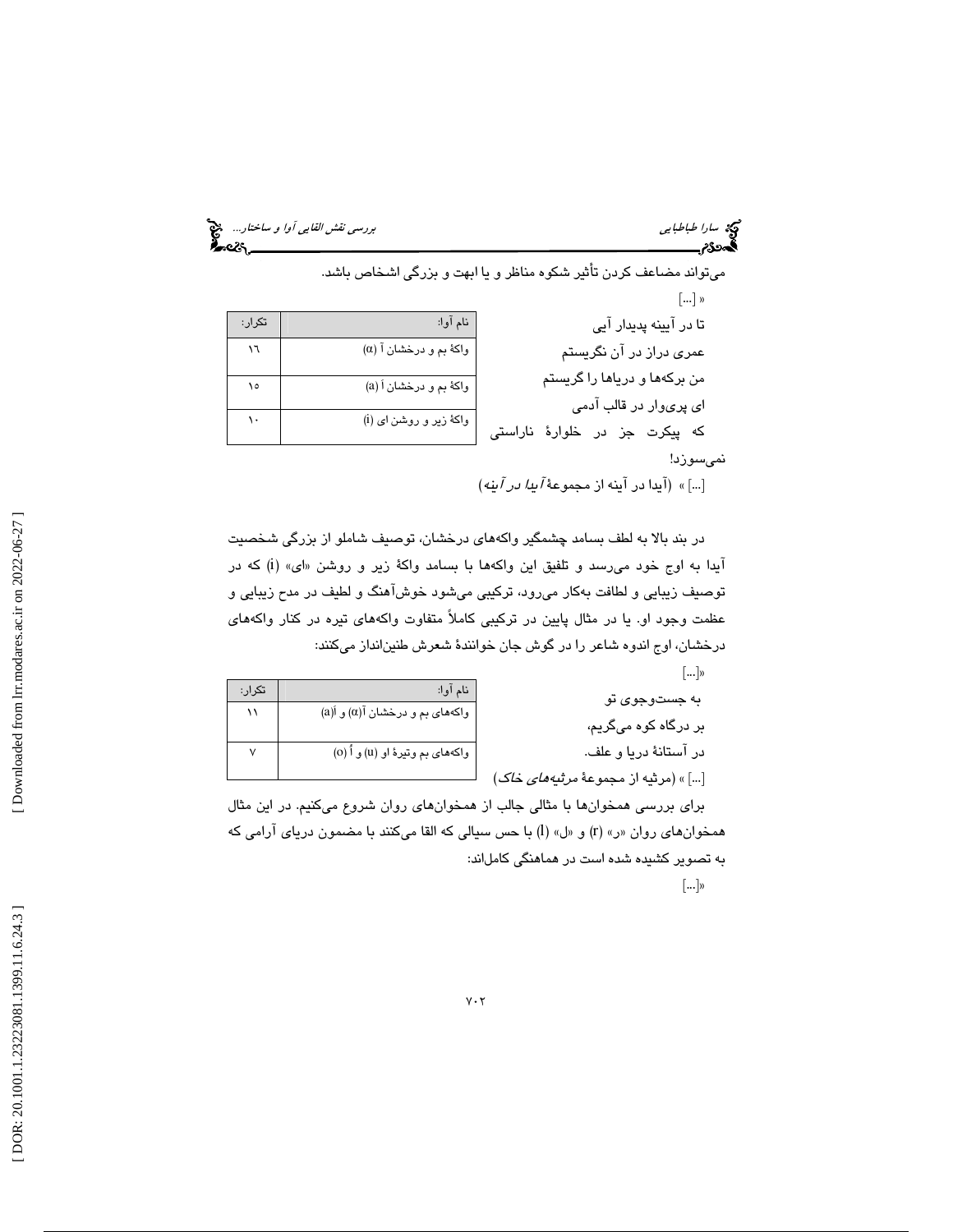می‌تواند مضاعف کردن تأثیر شکوه مناظر و یا ابهت و بزرگی اشخاص باشد.

« [...]

تا در آیینه پدیدار آیی
عمری دراز در آن نگریستم
من برکه‌ها و دریاها را گریستم
ای پری‌وار در قالب آدمی
که پیکرت جز در خلوارهٔ ناراستی نمی‌سوزد!

[...] » (آیدا در آینه از مجموعهٔ *آیدا در آینه*)

| نام آوا: | تکرار: |
|---|---|
| واکهٔ بم و درخشان آ (α) | ۱۶ |
| واکهٔ بم و درخشان اَ (a) | ۱۵ |
| واکهٔ زیر و روشن ای (i) | ۱۰ |

در بند بالا به لطف بسامد چشمگیر واکه‌های درخشان، توصیف شاملو از بزرگی شخصیت آیدا به اوج خود می‌رسد و تلفیق این واکه‌ها با بسامد واکهٔ زیر و روشن «ای» (i) که در توصیف زیبایی و لطافت به‌کار می‌رود، ترکیبی می‌شود خوش‌آهنگ و لطیف در مدح زیبایی و عظمت وجود او. یا در مثال پایین در ترکیبی کاملاً متفاوت واکه‌های تیره در کنار واکه‌های درخشان، اوج اندوه شاعر را در گوش جان خوانندهٔ شعرش طنین‌انداز می‌کنند:

«[...]

به جست‌وجوی تو
بر درگاه کوه می‌گریم،
در آستانهٔ دریا و علف.

[...] » (مرثیه از مجموعهٔ *مرثیه‌های خاک*)

| نام آوا: | تکرار: |
|---|---|
| واکه‌های بم و درخشان آ(α) و اَ(a) | ۱۱ |
| واکه‌های بم وتیرهٔ او (u) و اُ (o) | ۷ |

برای بررسی همخوان‌ها با مثالی جالب از همخوان‌های روان شروع می‌کنیم. در این مثال همخوان‌های روان «ر» (r) و «ل» (l) با حس سیالی که القا می‌کنند با مضمون دریای آرامی که به تصویر کشیده شده است در هماهنگی کامل‌اند:

«[...]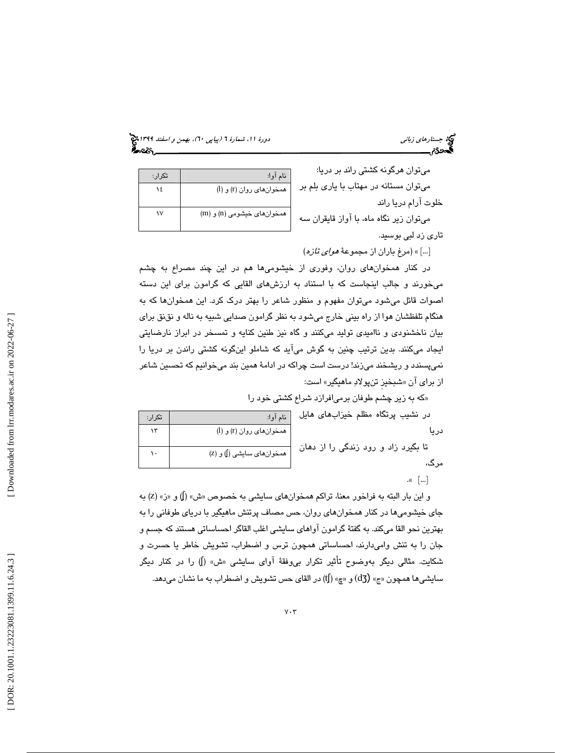می‌توان هرگونه کشتی راند بر دریا:

می‌توان مستانه در مهتاب با یاری بلم بر خلوت آرام دریا راند

می‌توان زیر نگاه ماه، با آواز قایقران سه تاری زد لبی بوسید.

[...] » (مرغ باران از مجموعهٔ *هوای تازه*)

| نام آوا: | تکرار: |
| --- | --- |
| همخوان‌های روان (r) و (l) | ۱٤ |
| همخوان‌های خیشومی (n) و (m) | ۱۷ |

در کنار همخوان‌های روان، وفوری از خیشومی‌ها هم در این چند مصراع به چشم می‌خورند و جالب اینجاست که با استناد به ارزش‌های القایی که گرامون برای این دسته اصوات قائل می‌شود می‌توان مفهوم و منظور شاعر را بهتر درک کرد. این همخوان‌ها که به هنگام تلفظشان هوا از راه بینی خارج می‌شود به نظر گرامون صدایی شبیه به ناله و نق‌نق برای بیان ناخشنودی و ناامیدی تولید می‌کنند و گاه نیز طنین کنایه و تمسخر در ابراز نارضایتی ایجاد می‌کنند. بدین ترتیب چنین به گوش می‌آید که شاملو این‌گونه کشتی راندن بر دریا را نمی‌پسندد و ریشخند می‌زند! درست است چراکه در ادامهٔ همین بند می‌خوانیم که تحسین شاعر از برای آن «شبخیزِ تن‌پولادِ ماهیگیر» است:

«که به زیر چشم طوفان برمی‌افرازد شراع کشتی خود را

در نشیب پرتگاه مظلم خیزاب‌های هایل دریا

تا بگیرد زاد و رود زندگی را از دهان مرگ،

[...] ».

| نام آوا: | تکرار: |
| --- | --- |
| همخوان‌های روان (r) و (l) | ۱۳ |
| همخوان‌های سایشی (ʃ) و (z) | ۱۰ |

و این بار البته به فراخور معنا، تراکم همخوان‌های سایشی به خصوص «ش» (ʃ) و «ز» (z) به جای خیشومی‌ها در کنار همخوان‌های روان، حس مصاف پرتنش ماهیگیر با دریای طوفانی را به بهترین نحو القا می‌کند. به گفتهٔ گرامون آواهای سایشی اغلب القاگر احساساتی هستند که جسم و جان را به تنش وامی‌دارند، احساساتی همچون ترس و اضطراب، تشویش خاطر یا حسرت و شکایت. مثالی دیگر به‌وضوح تأثیر تکرار بی‌وقفهٔ آوای سایشی «ش» (ʃ) را در کنار دیگر سایشی‌ها همچون «ج» (dʒ) و «چ» (tʃ) در القای حس تشویش و اضطراب به ما نشان می‌دهد.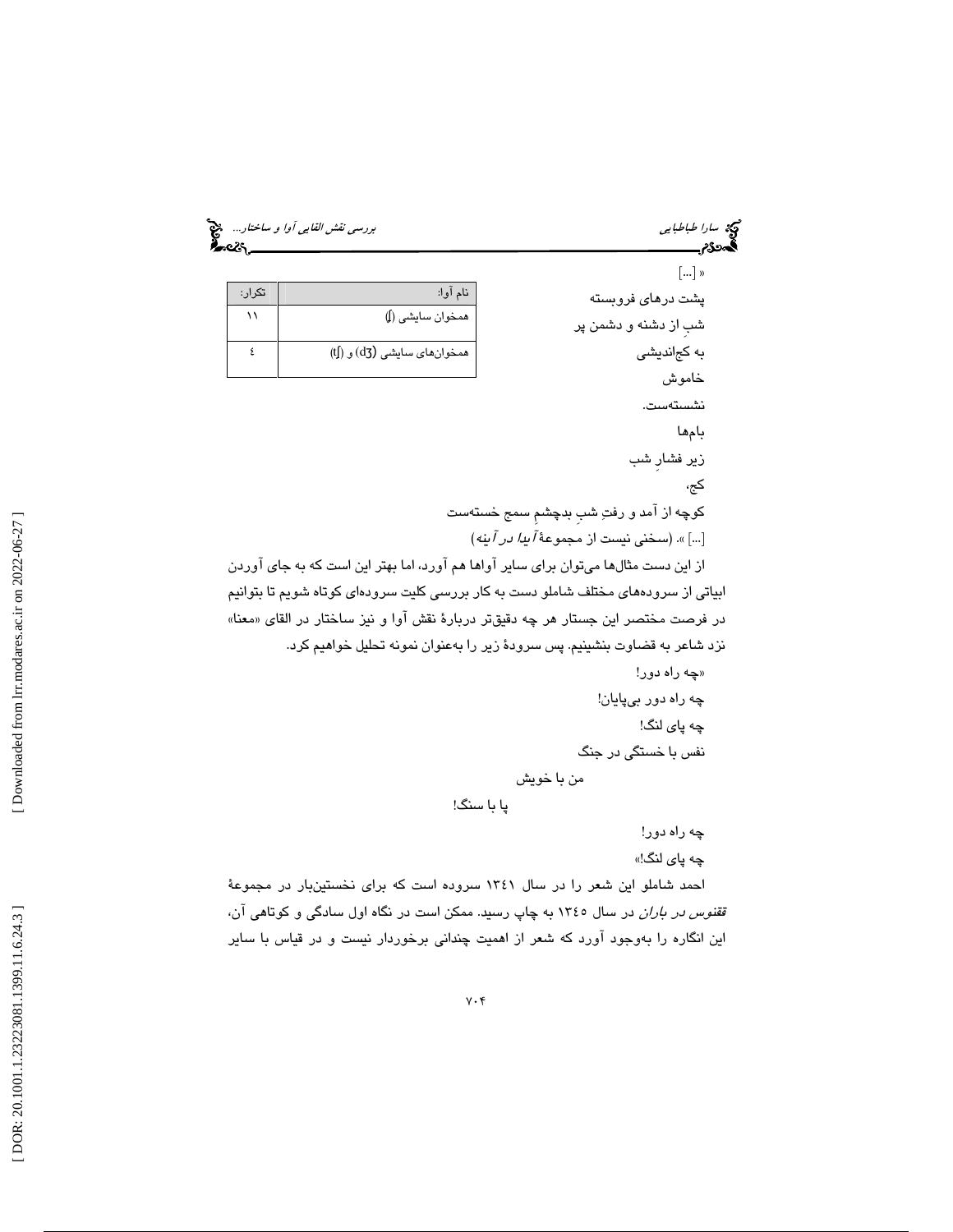| نام آوا: | تکرار: |
| --- | --- |
| همخوان سایشی (ʃ) | ۱۱ |
| همخوان‌های سایشی (dʒ) و (tʃ) | ٤ |

« [...]

پشت درهای فروبسته

شبِ از دشنه و دشمن پر

به کج‌اندیشی

خاموش

نشسته‌ست.

بام‌ها

زیر فشارِ شب

کج،

کوچه از آمد و رفتِ شبِ بدچشمِ سمج خسته‌ست

[...] ». (سخنی نیست از مجموعهٔ *آیدا در آینه*)

از این دست مثال‌ها می‌توان برای سایر آواها هم آورد، اما بهتر این است که به جای آوردن ابیاتی از سروده‌های مختلف شاملو دست به کار بررسی کلیت سروده‌ای کوتاه شویم تا بتوانیم در فرصت مختصر این جستار هر چه دقیق‌تر دربارهٔ نقش آوا و نیز ساختار در القای «معنا» نزد شاعر به قضاوت بنشینیم. پس سرودهٔ زیر را به‌عنوان نمونه تحلیل خواهیم کرد.

«چه راه دور!

چه راه دور بی‌پایان!

چه پای لنگ!

نفس با خستگی در جنگ

من با خویش

پا با سنگ!

چه راه دور!

چه پای لنگ!»

احمد شاملو این شعر را در سال ۱۳٤۱ سروده است که برای نخستین‌بار در مجموعهٔ *ققنوس در باران* در سال ۱۳٤٥ به چاپ رسید. ممکن است در نگاه اول سادگی و کوتاهی آن، این انگاره را به‌وجود آورد که شعر از اهمیت چندانی برخوردار نیست و در قیاس با سایر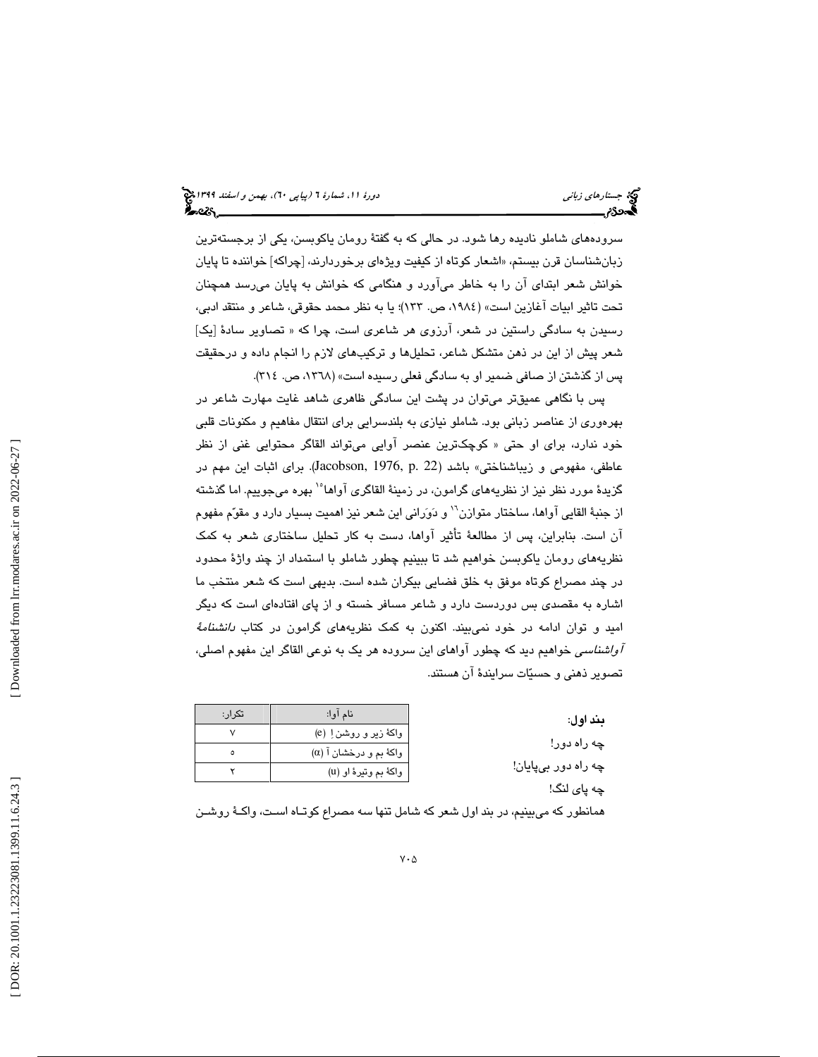سروده‌های شاملو نادیده رها شود. در حالی که به گفتهٔ رومان یاکوبسن، یکی از برجسته‌ترین زبان‌شناسان قرن بیستم، «اشعار کوتاه از کیفیت ویژه‌ای برخوردارند، [چراکه] خواننده تا پایان خوانش شعر ابتدای آن را به خاطر می‌آورد و هنگامی که خوانش به پایان می‌رسد همچنان تحت تاثیر ابیات آغازین است» (۱۹۸٤، ص. ۱۳۳)؛ یا به نظر محمد حقوقی، شاعر و منتقد ادبی، رسیدن به سادگی راستین در شعر، آرزوی هر شاعری است، چرا که « تصاویر سادهٔ [یک] شعر پیش از این در ذهن متشکل شاعر، تحلیل‌ها و ترکیب‌های لازم را انجام داده و درحقیقت پس از گذشتن از صافی ضمیر او به سادگی فعلی رسیده است» (۱۳٦۸، ص. ۳۱٤).

پس با نگاهی عمیق‌تر می‌توان در پشت این سادگی ظاهری شاهد غایت مهارت شاعر در بهره‌وری از عناصر زبانی بود. شاملو نیازی به بلندسرایی برای انتقال مفاهیم و مکنونات قلبی خود ندارد، برای او حتی « کوچک‌ترین عنصر آوایی می‌تواند القاگر محتوایی غنی از نظر عاطفی، مفهومی و زیباشناختی» باشد (Jacobson, 1976, p. 22). برای اثبات این مهم در گزیدهٔ مورد نظر نیز از نظریه‌های گرامون، در زمینهٔ القاگری آواها[۱۰] بهره می‌جوییم. اما گذشته از جنبهٔ القایی آواها، ساختار متوازن[۱۱] و دَوَرانی این شعر نیز اهمیت بسیار دارد و مقوّم مفهوم آن است. بنابراین، پس از مطالعهٔ تأثیر آواها، دست به کار تحلیل ساختاری شعر به کمک نظریه‌های رومان یاکوبسن خواهیم شد تا ببینیم چطور شاملو با استمداد از چند واژهٔ محدود در چند مصراع کوتاه موفق به خلق فضایی بیکران شده است. بدیهی است که شعر منتخب ما اشاره به مقصدی بس دوردست دارد و شاعر مسافر خسته و از پای افتاده‌ای است که دیگر امید و توان ادامه در خود نمی‌بیند. اکنون به کمک نظریه‌های گرامون در کتاب *دانشنامهٔ آواشناسی* خواهیم دید که چطور آواهای این سروده هر یک به نوعی القاگر این مفهوم اصلی، تصویر ذهنی و حسیّات سرایندهٔ آن هستند.

**بند اول:**

چه راه دور!

چه راه دور بی‌پایان!

چه پای لنگ!

| نام آوا: | تکرار: |
|---|---|
| واکهٔ زیر و روشن اِ (e) | ۷ |
| واکهٔ بم و درخشان آ (α) | ۵ |
| واکهٔ بم وتیرهٔ او (u) | ۲ |

همانطور که می‌بینیم، در بند اول شعر که شامل تنها سه مصراع کوتاه است، واکهٔ روشن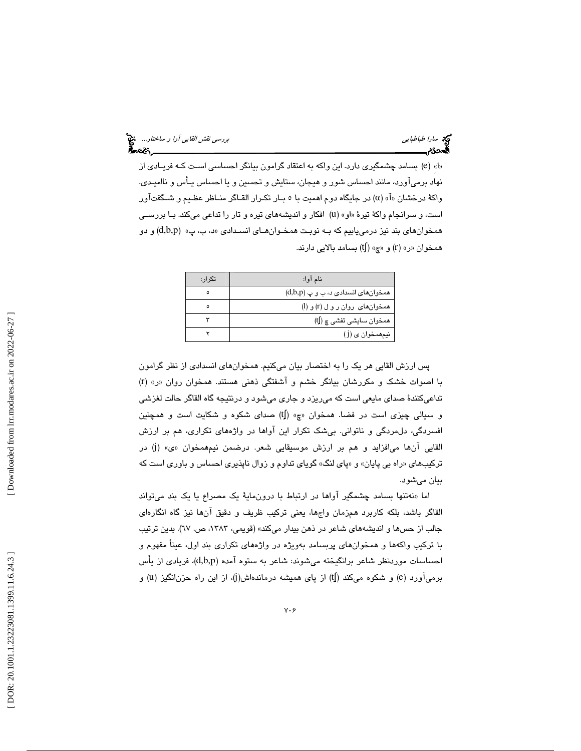«اِ» (e) بسامد چشمگیری دارد. این واکه به اعتقاد گرامون بیانگر احساسی است که فریادی از نهاد برمی‌آورد، مانند احساس شور و هیجان، ستایش و تحسین و یا احساس یأس و ناامیدی. واکهٔ درخشان «آ» (α) در جایگاه دوم اهمیت با ۵ بار تکرار القاگر مناظر عظیم و شگفت‌آور است، و سرانجام واکهٔ تیرهٔ «او» (u) افکار و اندیشه‌های تیره و تار را تداعی می‌کند. با بررسی همخوان‌های بند نیز درمی‌یابیم که به نوبت همخوان‌های انسدادی «د، ب، پ» (d,b,p) و دو همخوان «ر» (r) و «چ» (ʧ) بسامد بالایی دارند.

| نام آوا: | تکرار: |
|---|---|
| همخوان‌های انسدادی د، ب و پ (d,b,p) | ۵ |
| همخوان‌های روان ر و ل (r) و (l) | ۵ |
| همخوان سایشی تفشی چ (ʧ) | ۳ |
| نیم‌همخوان ی (j) | ۲ |

پس ارزش القایی هر یک را به اختصار بیان می‌کنیم. همخوان‌های انسدادی از نظر گرامون با اصوات خشک و مکررشان بیانگر خشم و آشفتگی ذهنی هستند. همخوان روان «ر» (r) تداعی‌کنندهٔ صدای مایعی است که می‌ریزد و جاری می‌شود و درنتیجه گاه القاگر حالت لغزشی و سیالی چیزی است در فضا. همخوان «چ» (ʧ) صدای شکوه و شکایت است و همچنین افسردگی، دل‌مردگی و ناتوانی. بی‌شک تکرار این آواها در واژه‌های تکراری، هم بر ارزش القایی آن‌ها می‌افزاید و هم بر ارزش موسیقایی شعر. درضمن نیم‌همخوان «ی» (j) در ترکیب‌های «راه بی پایان» و «پای لنگ» گویای تداوم و زوال ناپذیری احساس و باوری است که بیان می‌شود.

اما «نه‌تنها بسامد چشمگیر آواها در ارتباط با درون‌مایهٔ یک مصراع یا یک بند می‌تواند القاگر باشد، بلکه کاربرد هم‌زمان واج‌ها، یعنی ترکیب ظریف و دقیق آن‌ها نیز گاه انگاره‌ای جالب از حس‌ها و اندیشه‌های شاعر در ذهن بیدار می‌کند» (قویمی، ۱۳۸۳، ص. ٦٧). بدین ترتیب با ترکیب واکه‌ها و همخوان‌های پربسامد به‌ویژه در واژه‌های تکراری بند اول، عیناً مفهوم و احساسات موردنظر شاعر برانگیخته می‌شوند: شاعر به ستوه آمده (d,b,p)، فریادی از یأس برمی‌آورد (e) و شکوه می‌کند (ʧ) از پای همیشه درمانده‌اش(j)، از این راه حزن‌انگیز (u) و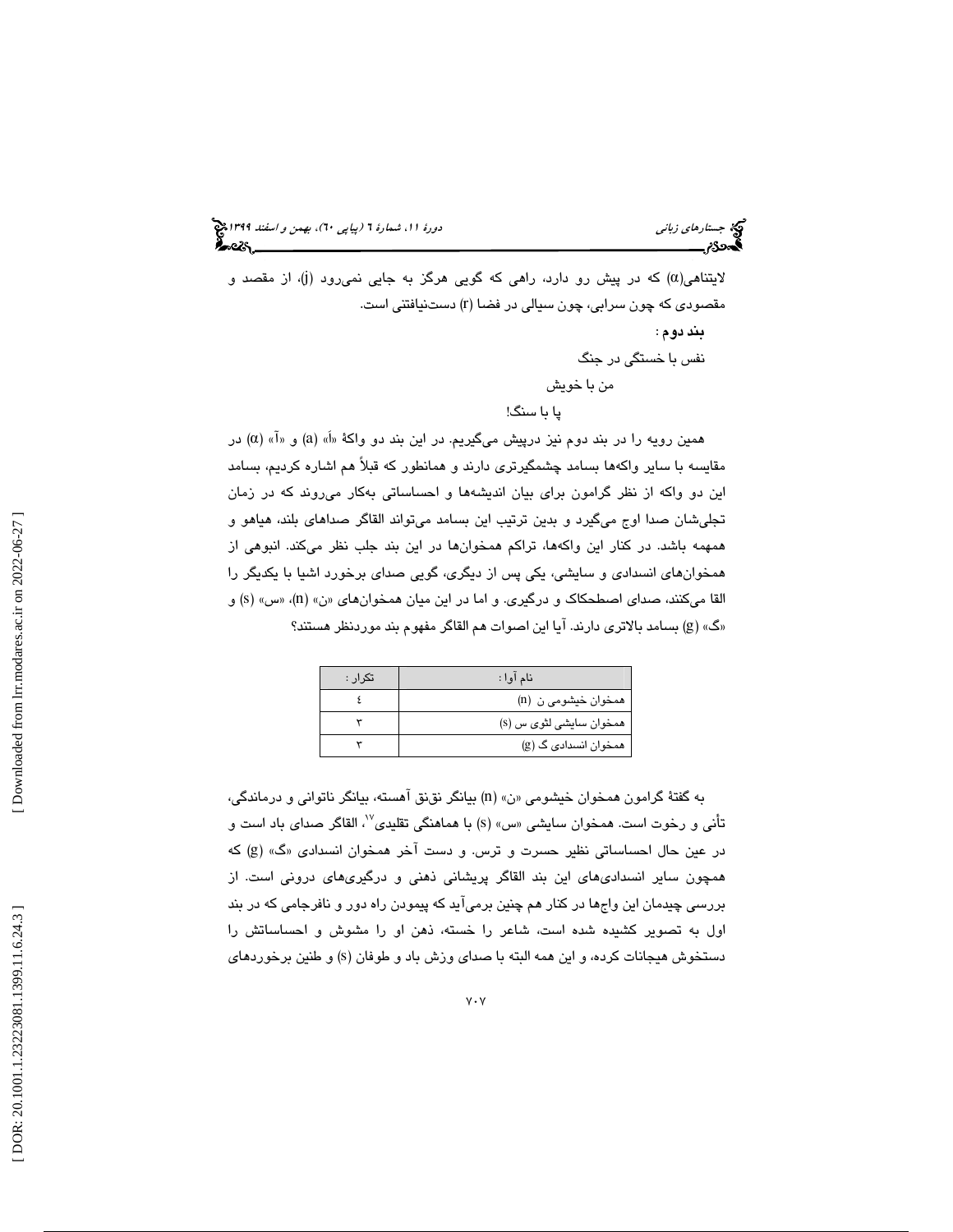لایتناهی($\alpha$) که در پیش رو دارد، راهی که گویی هرگز به جایی نمی‌رود (j)، از مقصد و مقصودی که چون سرابی، چون سیالی در فضا (r) دست‌نیافتنی است.

**بند دوم :**

نفس با خستگی در جنگ

من با خویش

پا با سنگ!

همین رویه را در بند دوم نیز درپیش می‌گیریم. در این بند دو واکهٔ «اَ» (a) و «آ» ($\alpha$) در مقایسه با سایر واکه‌ها بسامد چشمگیرتری دارند و همانطور که قبلاً هم اشاره کردیم، بسامد این دو واکه از نظر گرامون برای بیان اندیشه‌ها و احساساتی به‌کار می‌روند که در زمان تجلی‌شان صدا اوج می‌گیرد و بدین ترتیب این بسامد می‌تواند القاگر صداهای بلند، هیاهو و همهمه باشد. در کنار این واکه‌ها، تراکم همخوان‌ها در این بند جلب نظر می‌کند. انبوهی از همخوان‌های انسدادی و سایشی، یکی پس از دیگری، گویی صدای برخورد اشیا با یکدیگر را القا می‌کنند، صدای اصطحکاک و درگیری. و اما در این میان همخوان‌های «ن» (n)، «س» (s) و «گ» (g) بسامد بالاتری دارند. آیا این اصوات هم القاگر مفهوم بند موردنظر هستند؟

| نام آوا : | تکرار : |
|---|---|
| همخوان خیشومی ن (n) | ٤ |
| همخوان سایشی لثوی س (s) | ٣ |
| همخوان انسدادی گ (g) | ٣ |

به گفتهٔ گرامون همخوان خیشومی «ن» (n) بیانگر نق‌نق آهسته، بیانگر ناتوانی و درماندگی، تأنی و رخوت است. همخوان سایشی «س» (s) با هماهنگی تقلیدی[١٧]، القاگر صدای باد است و در عین حال احساساتی نظیر حسرت و ترس. و دست آخر همخوان انسدادی «گ» (g) که همچون سایر انسدادی‌های این بند القاگر پریشانی ذهنی و درگیری‌های درونی است. از بررسی چیدمان این واج‌ها در کنار هم چنین برمی‌آید که پیمودن راه دور و نافرجامی که در بند اول به تصویر کشیده شده است، شاعر را خسته، ذهن او را مشوش و احساساتش را دستخوش هیجانات کرده، و این همه البته با صدای وزش باد و طوفان (s) و طنین برخوردهای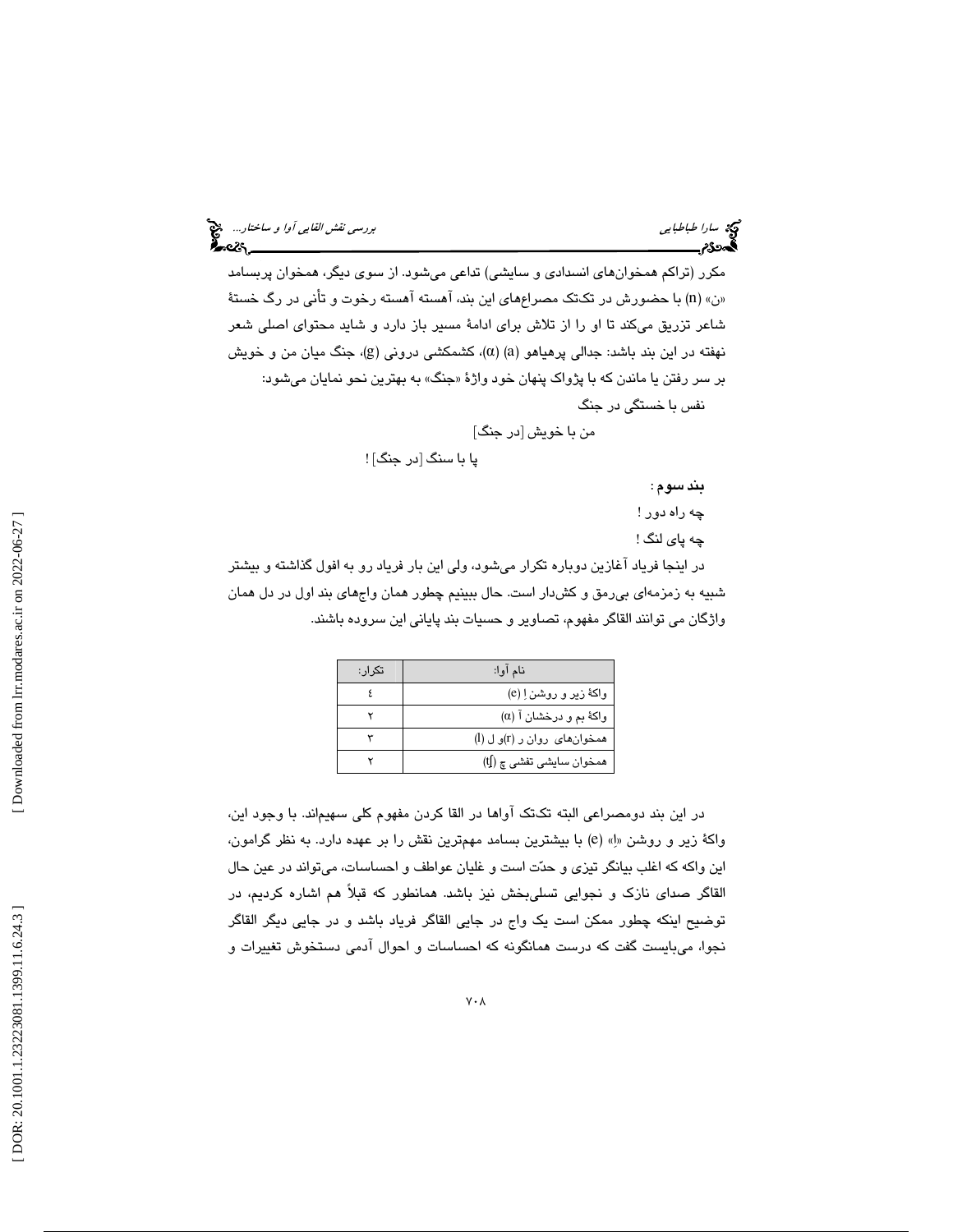مکرر (تراکم همخوان‌های انسدادی و سایشی) تداعی می‌شود. از سوی دیگر، همخوان پربسامد «ن» (n) با حضورش در تک‌تک مصراع‌های این بند، آهسته آهسته رخوت و تأنی در رگ خستۀ شاعر تزریق می‌کند تا او را از تلاش برای ادامۀ مسیر باز دارد و شاید محتوای اصلی شعر نهفته در این بند باشد: جدالی پرهیاهو (a) (α)، کشمکشی درونی (g)، جنگ میان من و خویش بر سر رفتن یا ماندن که با پژواک پنهان خود واژۀ «جنگ» به بهترین نحو نمایان می‌شود:

نفس با خستگی در جنگ

من با خویش [در جنگ]

پا با سنگ [در جنگ] !

**بند سوم** :

چه راه دور !

چه پای لنگ !

در اینجا فریاد آغازین دوباره تکرار می‌شود، ولی این بار فریاد رو به افول گذاشته و بیشتر شبیه به زمزمه‌ای بی‌رمق و کش‌دار است. حال ببینیم چطور همان واج‌های بند اول در دل همان واژگان می توانند القاگر مفهوم، تصاویر و حسیات بند پایانی این سروده باشند.

| نام آوا: | تکرار: |
|---|---|
| واکۀ زیر و روشن اِ (e) | ٤ |
| واکۀ بم و درخشان آ (α) | ٢ |
| همخوان‌های روان ر (r)و ل (l) | ٣ |
| همخوان سایشی تفشی چ (ʧ) | ٢ |

در این بند دومصراعی البته تک‌تک آواها در القا کردن مفهوم کلی سهیم‌اند. با وجود این، واکۀ زیر و روشن «اِ» (e) با بیشترین بسامد مهم‌ترین نقش را بر عهده دارد. به نظر گرامون، این واکه که اغلب بیانگر تیزی و حدّت است و غلیان عواطف و احساسات، می‌تواند در عین حال القاگر صدای نازک و نجوایی تسلی‌بخش نیز باشد. همانطور که قبلاً هم اشاره کردیم، در توضیح اینکه چطور ممکن است یک واج در جایی القاگر فریاد باشد و در جایی دیگر القاگر نجوا، می‌بایست گفت که درست همانگونه که احساسات و احوال آدمی دستخوش تغییرات و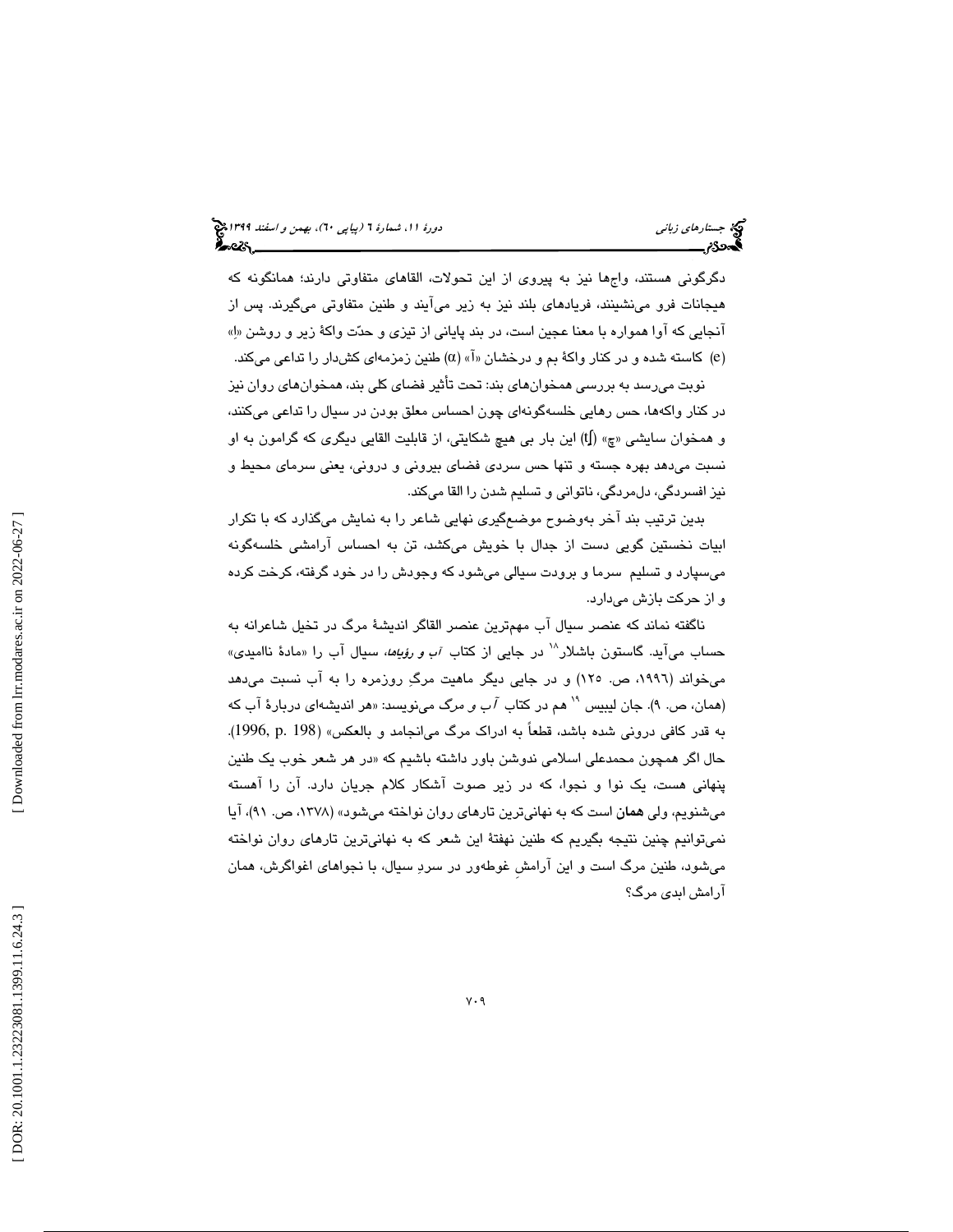دگرگونی هستند، واج‌ها نیز به پیروی از این تحولات، القاهای متفاوتی دارند؛ همانگونه که هیجانات فرو می‌نشینند، فریادهای بلند نیز به زیر می‌آیند و طنین متفاوتی می‌گیرند. پس از آنجایی که آوا همواره با معنا عجین است، در بند پایانی از تیزی و حدّت واکهٔ زیر و روشن «اِ» (e) کاسته شده و در کنار واکهٔ بم و درخشان «آ» (α) طنین زمزمه‌ای کش‌دار را تداعی می‌کند.

نوبت می‌رسد به بررسی همخوان‌های بند: تحت تأثیر فضای کلی بند، همخوان‌های روان نیز در کنار واکه‌ها، حس رهایی خلسه‌گونه‌ای چون احساس معلق بودن در سیال را تداعی می‌کنند، و همخوان سایشی «چ» (tʃ) این بار بی هیچ شکایتی، از قابلیت القایی دیگری که گرامون به او نسبت می‌دهد بهره جسته و تنها حس سردی فضای بیرونی و درونی، یعنی سرمای محیط و نیز افسردگی، دل‌مردگی، ناتوانی و تسلیم شدن را القا می‌کند.

بدین ترتیب بند آخر به‌وضوح موضع‌گیری نهایی شاعر را به نمایش می‌گذارد که با تکرار ابیات نخستین گویی دست از جدال با خویش می‌کشد، تن به احساس آرامشی خلسه‌گونه می‌سپارد و تسلیم سرما و برودت سیالی می‌شود که وجودش را در خود گرفته، کرخت کرده و از حرکت بازش می‌دارد.

ناگفته نماند که عنصر سیال آب مهم‌ترین عنصر القاگر اندیشهٔ مرگ در تخیل شاعرانه به حساب می‌آید. گاستون باشلار[18] در جایی از کتاب *آب و رؤیاها*، سیال آب را «مادهٔ ناامیدی» می‌خواند (۱۹۹۶، ص. ۱۲۵) و در جایی دیگر ماهیت مرگِ روزمره را به آب نسبت می‌دهد (همان، ص. ۹). جان لیبیس[19] هم در کتاب *آب و مرگ* می‌نویسد: «هر اندیشه‌ای دربارهٔ آب که به قدر کافی درونی شده باشد، قطعاً به ادراک مرگ می‌انجامد و بالعکس» (1996, p. 198). حال اگر همچون محمدعلی اسلامی ندوشن باور داشته باشیم که «در هر شعر خوب یک طنین پنهانی هست، یک نوا و نجوا، که در زیر صوت آشکار کلام جریان دارد. آن را آهسته می‌شنویم، ولی **همان** است که به نهانی‌ترین تارهای روان نواخته می‌شود» (۱۳۷۸، ص. ۹۱)، آیا نمی‌توانیم چنین نتیجه بگیریم که طنین نهفتهٔ این شعر که به نهانی‌ترین تارهای روان نواخته می‌شود، طنین مرگ است و این آرامشِ غوطه‌ور در سردِ سیال، با نجواهای اغواگرش، همان آرامش ابدی مرگ؟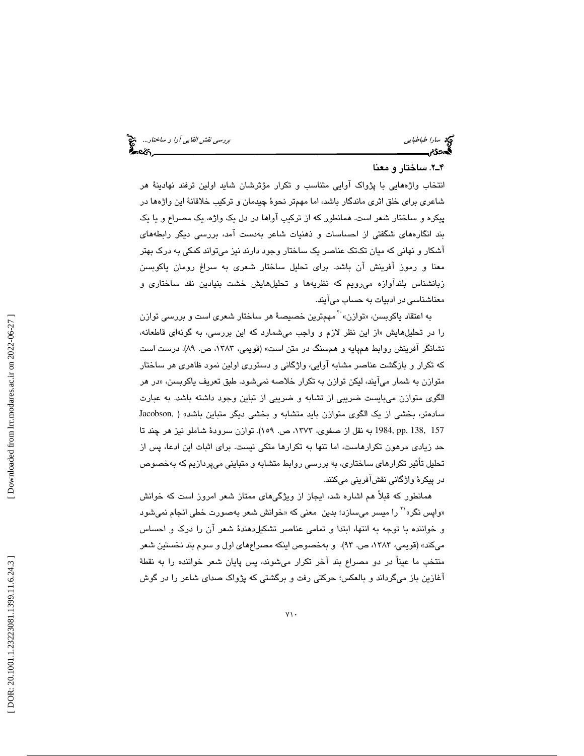## ۴ـ۲. ساختار و معنا

انتخاب واژه‌هایی با پژواک آوایی متناسب و تکرار مؤثرشان شاید اولین ترفند نهادینهٔ هر شاعری برای خلق اثری ماندگار باشد، اما مهم‌تر نحوهٔ چیدمان و ترکیب خلاقانهٔ این واژه‌ها در پیکره و ساختار شعر است. همانطور که از ترکیب آواها در دل یک واژه، یک مصراع و یا یک بند انگاره‌های شگفتی از احساسات و ذهنیات شاعر به‌دست آمد، بررسی دیگر رابطه‌های آشکار و نهانی که میان تک‌تک عناصر یک ساختار وجود دارند نیز می‌تواند کمکی به درک بهتر معنا و رموز آفرینش آن باشد. برای تحلیل ساختار شعری به سراغ رومان یاکوبسن زبانشناس بلندآوازه می‌رویم که نظریه‌ها و تحلیل‌هایش خشت بنیادین نقد ساختاری و معناشناسی در ادبیات به حساب می‌آیند.

به اعتقاد یاکوبسن، «توازن»[20] مهم‌ترین خصیصهٔ هر ساختار شعری است و بررسی توازن را در تحلیل‌هایش «از این نظر لازم و واجب می‌شمارد که این بررسی، به گونه‌ای قاطعانه، نشانگر آفرینش روابط هم‌پایه و هم‌سنگ در متن است» (قویمی، ۱۳۸۳، ص. ۸۹). درست است که تکرار و بازگشت عناصر مشابه آوایی، واژگانی و دستوری اولین نمود ظاهری هر ساختار متوازن به شمار می‌آیند، لیکن توازن به تکرار خلاصه نمی‌شود. طبق تعریف یاکوبسن، «در هر الگوی متوازن می‌بایست ضریبی از تشابه و ضریبی از تباین وجود داشته باشد. به عبارت ساده‌تر، بخشی از یک الگوی متوازن باید متشابه و بخشی دیگر متباین باشد» (Jacobson, 1984, pp. 138, 157 به نقل از صفوی، ۱۳۷۳، ص. ۱۵۹). توازن سرودهٔ شاملو نیز هر چند تا حد زیادی مرهون تکرارهاست، اما تنها به تکرارها متکی نیست. برای اثبات این ادعا، پس از تحلیل تأثیر تکرارهای ساختاری، به بررسی روابط متشابه و متباینی می‌پردازیم که به‌خصوص در پیکرهٔ واژگانی نقش‌آفرینی می‌کنند.

همانطور که قبلاً هم اشاره شد، ایجاز از ویژگی‌های ممتاز شعر امروز است که خوانش «واپس نگر»[21] را میسر می‌سازد؛ بدین معنی که «خوانش شعر به‌صورت خطی انجام نمی‌شود و خواننده با توجه به انتها، ابتدا و تمامی عناصر تشکیل‌دهندهٔ شعر آن را درک و احساس می‌کند» (قویمی، ۱۳۸۳، ص. ۹۳). و به‌خصوص اینکه مصراع‌های اول و سوم بند نخستین شعر منتخب ما عیناً در دو مصراع بند آخر تکرار می‌شوند، پس پایان شعر خواننده را به نقطهٔ آغازین باز می‌گرداند و بالعکس؛ حرکتی رفت و برگشتی که پژواک صدای شاعر را در گوش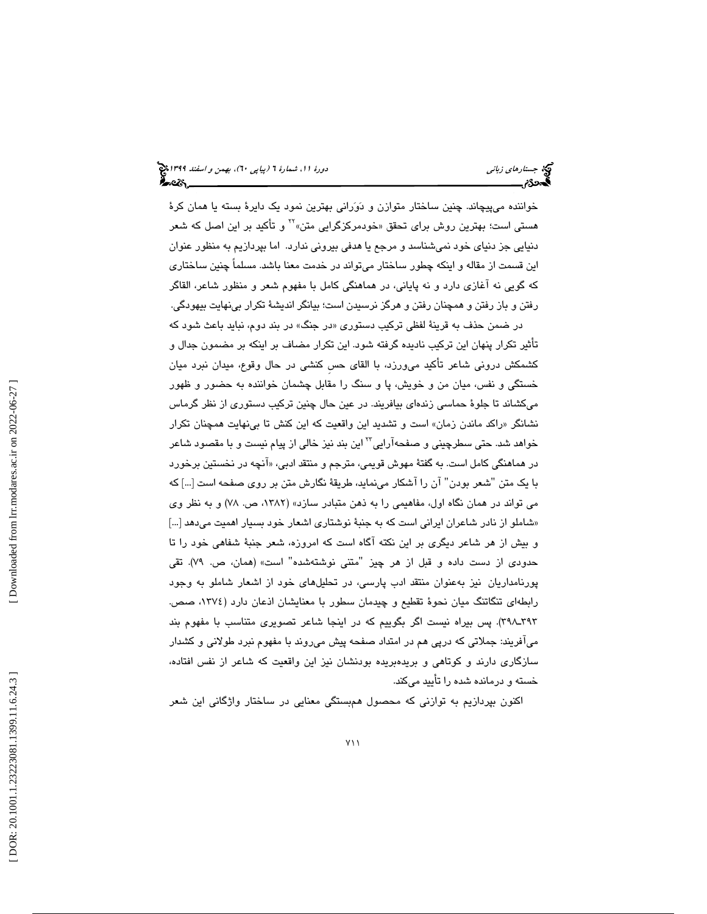خواننده می‌پیچاند. چنین ساختار متوازن و دَوَرانی بهترین نمود یک دایرهٔ بسته یا همان کرهٔ هستی است؛ بهترین روش برای تحقق «خودمرکزگرایی متن»[22] و تأکید بر این اصل که شعر دنیایی جز دنیای خود نمی‌شناسد و مرجع یا هدفی بیرونی ندارد. اما بپردازیم به منظور عنوان این قسمت از مقاله و اینکه چطور ساختار می‌تواند در خدمت معنا باشد. مسلماً چنین ساختاری که گویی نه آغازی دارد و نه پایانی، در هماهنگی کامل با مفهوم شعر و منظور شاعر، القاگر رفتن و باز رفتن و همچنان رفتن و هرگز نرسیدن است؛ بیانگر اندیشهٔ تکرار بی‌نهایت بیهودگی.

در ضمن حذف به قرینهٔ لفظی ترکیب دستوری «در جنگ» در بند دوم، نباید باعث شود که تأثیر تکرار پنهان این ترکیب نادیده گرفته شود. این تکرار مضاف بر اینکه بر مضمون جدال و کشمکش درونی شاعر تأکید می‌ورزد، با القای حسِ کنشی در حال وقوع، میدان نبرد میان خستگی و نفس، میان من و خویش، پا و سنگ را مقابل چشمان خواننده به حضور و ظهور می‌کشاند تا جلوهٔ حماسی زنده‌ای بیافریند. در عین حال چنین ترکیب دستوری از نظر گرماس نشانگر «راکد ماندن زمان» است و تشدید این واقعیت که این کنش تا بی‌نهایت همچنان تکرار خواهد شد. حتی سطرچینی و صفحه‌آرایی[23] این بند نیز خالی از پیام نیست و با مقصود شاعر در هماهنگی کامل است. به گفتهٔ مهوش قویمی، مترجم و منتقد ادبی، «آنچه در نخستین برخورد با یک متن "شعر بودن" آن را آشکار می‌نماید، طریقهٔ نگارش متن بر روی صفحه است [...] که می تواند در همان نگاه اول، مفاهیمی را به ذهن متبادر سازد» (۱۳۸۲، ص. ۷۸) و به نظر وی «شاملو از نادر شاعران ایرانی است که به جنبهٔ نوشتاری اشعار خود بسیار اهمیت می‌دهد [...] و بیش از هر شاعر دیگری بر این نکته آگاه است که امروزه، شعر جنبهٔ شفاهی خود را تا حدودی از دست داده و قبل از هر چیز "متنی نوشته‌شده" است» (همان، ص. ۷۹). تقی پورنامداریان نیز به‌عنوان منتقد ادب پارسی، در تحلیل‌های خود از اشعار شاملو به وجود رابطه‌ای تنگاتنگ میان نحوهٔ تقطیع و چیدمان سطور با معنایشان اذعان دارد (۱۳۷٤، صص. ۳۹۳ـ۳۹۸). پس بیراه نیست اگر بگوییم که در اینجا شاعر تصویری متناسب با مفهوم بند می‌آفریند: جملاتی که درپی هم در امتداد صفحه پیش می‌روند با مفهوم نبرد طولانی و کشدار سازگاری دارند و کوتاهی و بریده‌بریده بودنشان نیز این واقعیت که شاعر از نفس افتاده، خسته و درمانده شده را تأیید می‌کند.

اکنون بپردازیم به توازنی که محصول هم‌بستگی معنایی در ساختار واژگانی این شعر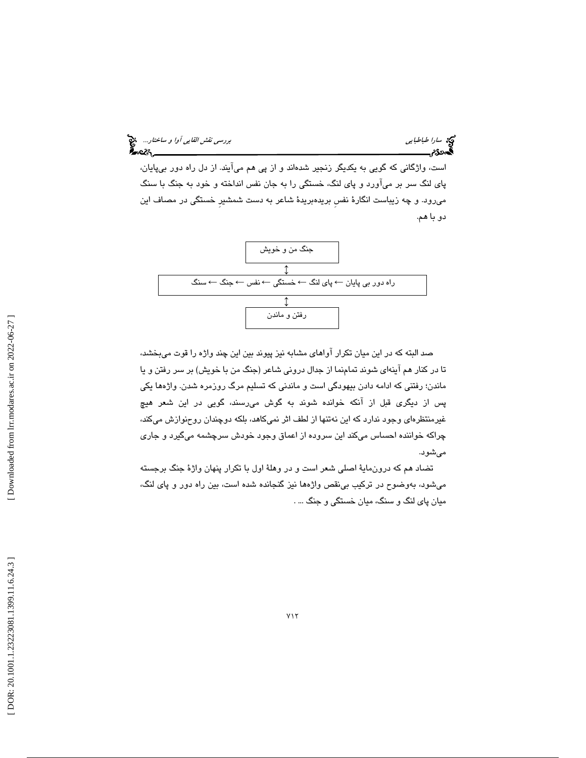است، واژگانی که گویی به یکدیگر زنجیر شده‌اند و از پی هم می‌آیند. از دل راه دور بی‌پایان، پای لنگ سر بر می‌آورد و پای لنگ، خستگی را به جان نفس انداخته و خود به جنگ با سنگ می‌رود. و چه زیباست انگارۀ نفسِ بریده‌بریدۀ شاعر به دست شمشیرِ خستگی در مصاف این دو با هم.

جنگ من و خویش

↕

راه دور بی پایان ← پای لنگ ← خستگی ← نفس ← جنگ ← سنگ

↕

رفتن و ماندن

صد البته که در این میان تکرار آواهای مشابه نیز پیوند بین این چند واژه را قوت می‌بخشد، تا در کنار هم آینه‌ای شوند تمام‌نما از جدال درونی شاعر (جنگ من با خویش) بر سر رفتن و یا ماندن؛ رفتنی که ادامه دادن بیهودگی است و ماندنی که تسلیم مرگ روزمره شدن. واژه‌ها یکی پس از دیگری قبل از آنکه خوانده شوند به گوش می‌رسند، گویی در این شعر هیچ غیرمنتظره‌ای وجود ندارد که این نه‌تنها از لطف اثر نمی‌کاهد، بلکه دوچندان روح‌نوازش می‌کند، چراکه خواننده احساس می‌کند این سروده از اعماق وجود خودش سرچشمه می‌گیرد و جاری می‌شود.

تضاد هم که درون‌مایۀ اصلی شعر است و در وهلۀ اول با تکرار پنهان واژۀ جنگ برجسته می‌شود، به‌وضوح در ترکیب بی‌نقص واژه‌ها نیز گنجانده شده است، بین راه دور و پای لنگ، میان پای لنگ و سنگ، میان خستگی و جنگ ... .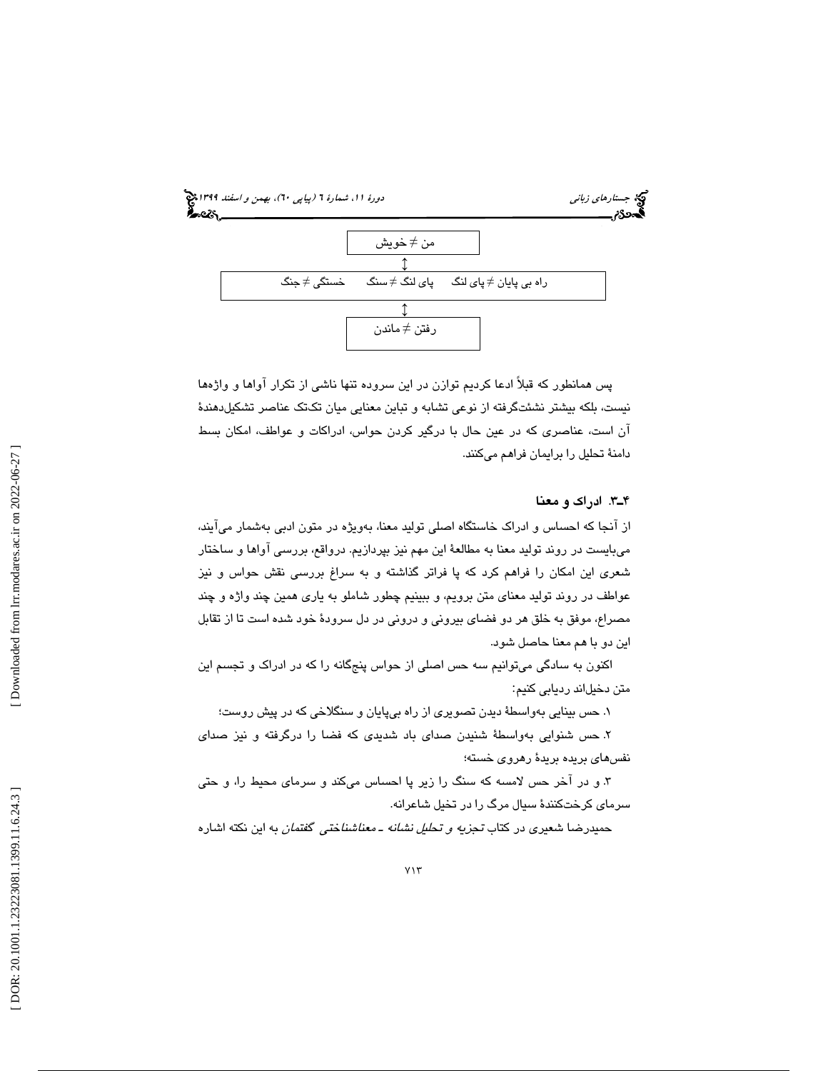| من ≠ خویش |
| --- |
| ↕ |
| راه بی پایان ≠ پای لنگ &nbsp;&nbsp;&nbsp; پای لنگ ≠ سنگ &nbsp;&nbsp;&nbsp; خستگی ≠ جنگ |
| ↕ |
| رفتن ≠ ماندن |

پس همانطور که قبلاً ادعا کردیم توازن در این سروده تنها ناشی از تکرار آواها و واژه‌ها نیست، بلکه بیشتر نشئت‌گرفته از نوعی تشابه و تباین معنایی میان تک‌تک عناصر تشکیل‌دهندهٔ آن است، عناصری که در عین حال با درگیر کردن حواس، ادراکات و عواطف، امکان بسط دامنهٔ تحلیل را برایمان فراهم می‌کنند.

### ۴ـ۳. ادراک و معنا

از آنجا که احساس و ادراک خاستگاه اصلی تولید معنا، به‌ویژه در متون ادبی به‌شمار می‌آیند، می‌بایست در روند تولید معنا به مطالعهٔ این مهم نیز بپردازیم. درواقع، بررسی آواها و ساختار شعری این امکان را فراهم کرد که پا فراتر گذاشته و به سراغ بررسی نقش حواس و نیز عواطف در روند تولید معنای متن برویم، و ببینیم چطور شاملو به یاری همین چند واژه و چند مصراع، موفق به خلق هر دو فضای بیرونی و درونی در دل سرودهٔ خود شده است تا از تقابل این دو با هم معنا حاصل شود.

اکنون به سادگی می‌توانیم سه حس اصلی از حواس پنج‌گانه را که در ادراک و تجسم این متن دخیل‌اند ردیابی کنیم:

۱. حس بینایی به‌واسطهٔ دیدن تصویری از راه بی‌پایان و سنگلاخی که در پیش روست؛

۲. حس شنوایی به‌واسطهٔ شنیدن صدای باد شدیدی که فضا را درگرفته و نیز صدای نفس‌های بریده بریدهٔ رهروی خسته؛

۳. و در آخر حس لامسه که سنگ را زیر پا احساس می‌کند و سرمای محیط را، و حتی سرمای کرخت‌کنندهٔ سیال مرگ را در تخیل شاعرانه.

حمیدرضا شعیری در کتاب *تجزیه و تحلیل نشانه ـ معناشناختی گفتمان* به این نکته اشاره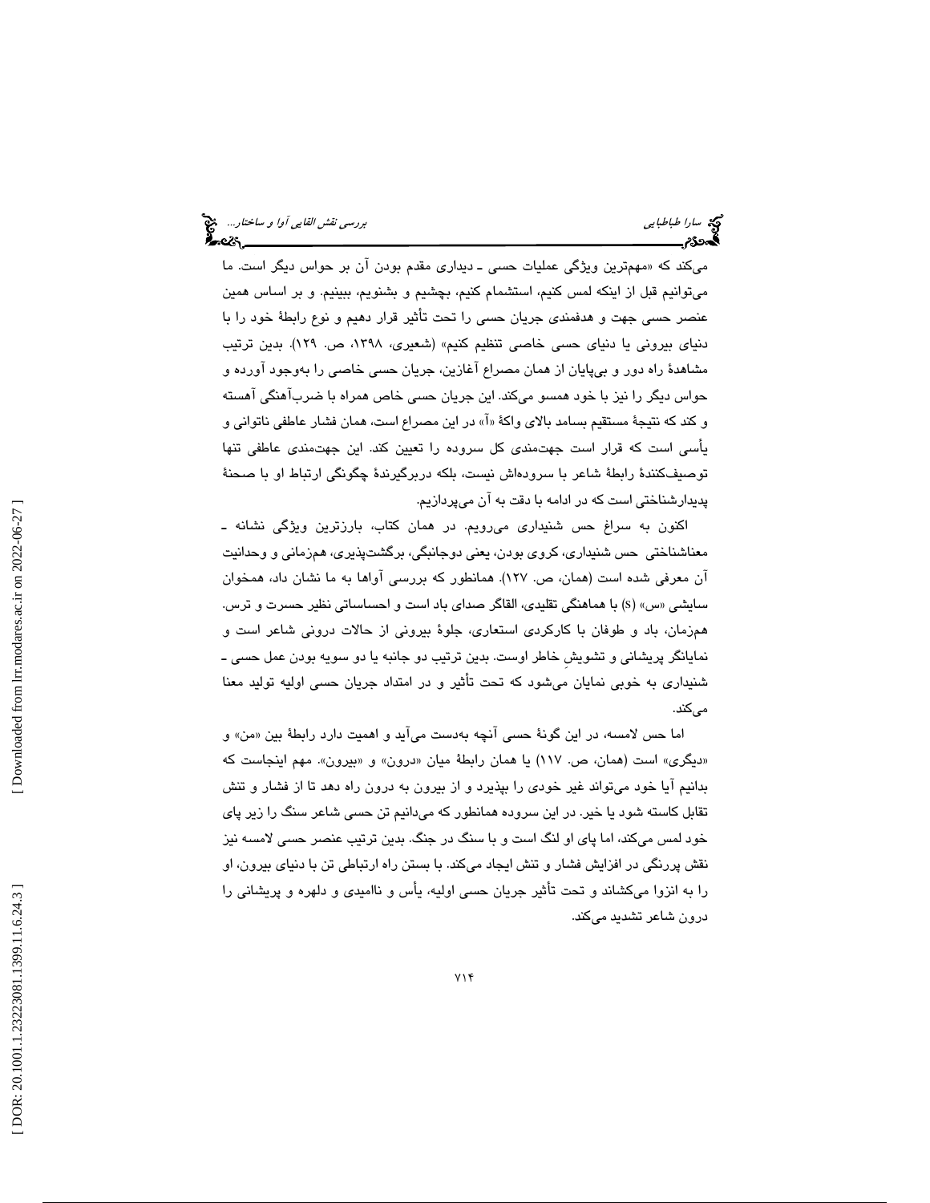می‌کند که «مهم‌ترین ویژگی عملیات حسی ـ دیداری مقدم بودن آن بر حواس دیگر است. ما می‌توانیم قبل از اینکه لمس کنیم، استشمام کنیم، بچشیم و بشنویم، ببینیم. و بر اساس همین عنصر حسی جهت و هدفمندی جریان حسی را تحت تأثیر قرار دهیم و نوع رابطهٔ خود را با دنیای بیرونی یا دنیای حسی خاصی تنظیم کنیم» (شعیری، ۱۳۹۸، ص. ۱۲۹). بدین ترتیب مشاهدهٔ راه دور و بی‌پایان از همان مصراع آغازین، جریان حسی خاصی را به‌وجود آورده و حواس دیگر را نیز با خود همسو می‌کند. این جریان حسی خاص همراه با ضرب‌آهنگی آهسته و کند که نتیجهٔ مستقیم بسامد بالای واکهٔ «آ» در این مصراع است، همان فشار عاطفی ناتوانی و یأسی است که قرار است جهت‌مندی کل سروده را تعیین کند. این جهت‌مندی عاطفی تنها توصیف‌کنندهٔ رابطهٔ شاعر با سروده‌اش نیست، بلکه دربرگیرندهٔ چگونگی ارتباط او با صحنهٔ پدیدارشناختی است که در ادامه با دقت به آن می‌پردازیم.

اکنون به سراغ حس شنیداری می‌رویم. در همان کتاب، بارزترین ویژگی نشانه ـ معناشناختی حس شنیداری، کروی بودن، یعنی دوجانبگی، برگشت‌پذیری، هم‌زمانی و وحدانیت آن معرفی شده است (همان، ص. ۱۲۷). همانطور که بررسی آواها به ما نشان داد، همخوان سایشی «س» (s) با هماهنگی تقلیدی، القاگر صدای باد است و احساساتی نظیر حسرت و ترس. هم‌زمان، باد و طوفان با کارکردی استعاری، جلوهٔ بیرونی از حالات درونی شاعر است و نمایانگر پریشانی و تشویشِ خاطر اوست. بدین ترتیب دو جانبه یا دو سویه بودن عمل حسی ـ شنیداری به خوبی نمایان می‌شود که تحت تأثیر و در امتداد جریان حسی اولیه تولید معنا می‌کند.

اما حس لامسه، در این گونهٔ حسی آنچه به‌دست می‌آید و اهمیت دارد رابطهٔ بین «من» و «دیگری» است (همان، ص. ۱۱۷) یا همان رابطهٔ میان «درون» و «بیرون». مهم اینجاست که بدانیم آیا خود می‌تواند غیر خودی را بپذیرد و از بیرون به درون راه دهد تا از فشار و تنش تقابل کاسته شود یا خیر. در این سروده همانطور که می‌دانیم تن حسی شاعر سنگ را زیر پای خود لمس می‌کند، اما پای او لنگ است و با سنگ در جنگ. بدین ترتیب عنصر حسی لامسه نیز نقش پررنگی در افزایش فشار و تنش ایجاد می‌کند. با بستن راه ارتباطی تن با دنیای بیرون، او را به انزوا می‌کشاند و تحت تأثیر جریان حسی اولیه، یأس و ناامیدی و دلهره و پریشانی را درون شاعر تشدید می‌کند.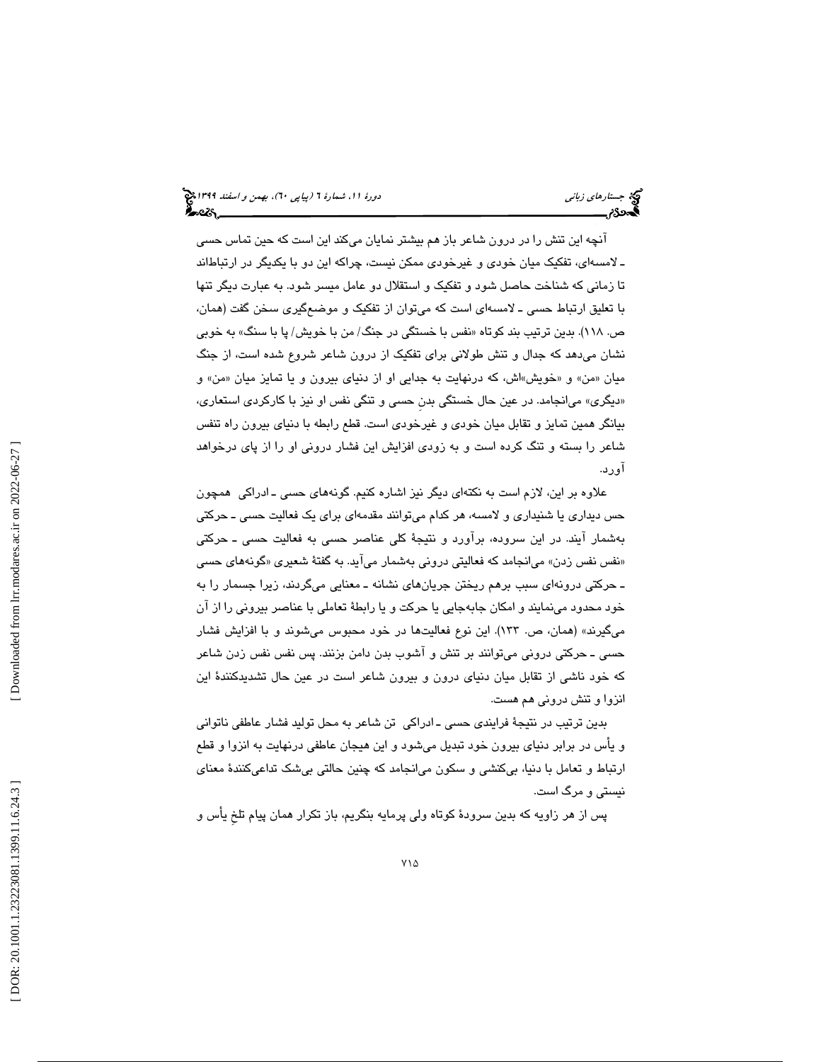آنچه این تنش را در درون شاعر باز هم بیشتر نمایان می‌کند این است که حین تماس حسی ـ لامسه‌ای، تفکیک میان خودی و غیرخودی ممکن نیست، چراکه این دو با یکدیگر در ارتباط‌اند تا زمانی که شناخت حاصل شود و تفکیک و استقلال دو عامل میسر شود. به عبارت دیگر تنها با تعلیق ارتباط حسی ـ لامسه‌ای است که می‌توان از تفکیک و موضع‌گیری سخن گفت (همان، ص. ۱۱۸). بدین ترتیب بند کوتاه «نفس با خستگی در جنگ/ من با خویش/ پا با سنگ» به خوبی نشان می‌دهد که جدال و تنش طولانی برای تفکیک از درون شاعر شروع شده است، از جنگ میان «من» و «خویش»اش، که درنهایت به جدایی او از دنیای بیرون و یا تمایز میان «من» و «دیگری» می‌انجامد. در عین حال خستگی بدنِ حسی و تنگی نفس او نیز با کارکردی استعاری، بیانگر همین تمایز و تقابل میان خودی و غیرخودی است. قطع رابطه با دنیای بیرون راه تنفس شاعر را بسته و تنگ کرده است و به زودی افزایش این فشار درونی او را از پای درخواهد آورد.

علاوه بر این، لازم است به نکته‌ای دیگر نیز اشاره کنیم. گونه‌های حسی ـ ادراکی همچون حس دیداری یا شنیداری و لامسه، هر کدام می‌توانند مقدمه‌ای برای یک فعالیت حسی ـ حرکتی به‌شمار آیند. در این سروده، برآورد و نتیجهٔ کلی عناصر حسی به فعالیت حسی ـ حرکتی «نفس نفس زدن» می‌انجامد که فعالیتی درونی به‌شمار می‌آید. به گفتهٔ شعیری «گونه‌های حسی ـ حرکتی درونه‌ای سبب برهم ریختن جریان‌های نشانه ـ معنایی می‌گردند، زیرا جسمار را به خود محدود می‌نمایند و امکان جابه‌جایی یا حرکت و یا رابطهٔ تعاملی با عناصر بیرونی را از آن می‌گیرند» (همان، ص. ۱۳۳). این نوع فعالیت‌ها در خود محبوس می‌شوند و با افزایش فشار حسی ـ حرکتی درونی می‌توانند بر تنش و آشوب بدن دامن بزنند. پس نفس نفس زدن شاعر که خود ناشی از تقابل میان دنیای درون و بیرون شاعر است در عین حال تشدیدکنندهٔ این انزوا و تنش درونی هم هست.

بدین ترتیب در نتیجهٔ فرایندی حسی ـ ادراکی تن شاعر به محل تولید فشار عاطفی ناتوانی و یأس در برابر دنیای بیرون خود تبدیل می‌شود و این هیجان عاطفی درنهایت به انزوا و قطع ارتباط و تعامل با دنیا، بی‌کنشی و سکون می‌انجامد که چنین حالتی بی‌شک تداعی‌کنندهٔ معنای نیستی و مرگ است.

پس از هر زاویه که بدین سرودهٔ کوتاه ولی پرمایه بنگریم، باز تکرار همان پیام تلخِ یأس و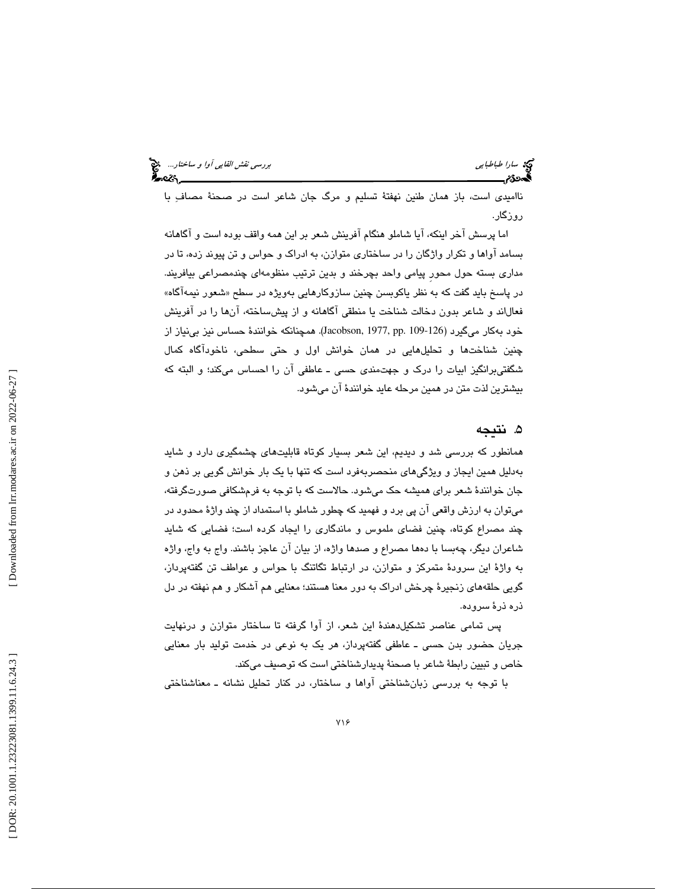ناامیدی است، باز همان طنین نهفتهٔ تسلیم و مرگ جان شاعر است در صحنهٔ مصافِ با روزگار.

اما پرسش آخر اینکه، آیا شاملو هنگام آفرینش شعر بر این همه واقف بوده است و آگاهانه بسامد آواها و تکرار واژگان را در ساختاری متوازن، به ادراک و حواس و تن پیوند زده، تا در مداری بسته حول محورِ پیامی واحد بچرخند و بدین ترتیب منظومه‌ای چندمصراعی بیافریند. در پاسخ باید گفت که به نظر یاکوبسن چنین سازوکارهایی به‌ویژه در سطح «شعور نیمه‌آگاه» فعال‌اند و شاعر بدون دخالت شناخت یا منطقی آگاهانه و از پیش‌ساخته، آن‌ها را در آفرینش خود به‌کار می‌گیرد (Jacobson, 1977, pp. 109-126). همچنانکه خوانندهٔ حساس نیز بی‌نیاز از چنین شناخت‌ها و تحلیل‌هایی در همان خوانش اول و حتی سطحی، ناخودآگاه کمال شگفتی‌برانگیز ابیات را درک و جهت‌مندی حسی ـ عاطفی آن را احساس می‌کند؛ و البته که بیشترین لذت متن در همین مرحله عاید خوانندهٔ آن می‌شود.

## ۵. نتیجه

همانطور که بررسی شد و دیدیم، این شعر بسیار کوتاه قابلیت‌های چشمگیری دارد و شاید به‌دلیل همین ایجاز و ویژگی‌های منحصربه‌فرد است که تنها با یک بار خوانش گویی بر ذهن و جان خوانندهٔ شعر برای همیشه حک می‌شود. حالاست که با توجه به فرم‌شکافی صورت‌گرفته، می‌توان به ارزش واقعی آن پی برد و فهمید که چطور شاملو با استمداد از چند واژهٔ محدود در چند مصراع کوتاه، چنین فضای ملموس و ماندگاری را ایجاد کرده است؛ فضایی که شاید شاعران دیگر، چه‌بسا با ده‌ها مصراع و صدها واژه، از بیان آن عاجز باشند. واج به واج، واژه به واژهٔ این سرودهٔ متمرکز و متوازن، در ارتباط تنگاتنگ با حواس و عواطف تن گفته‌پرداز، گویی حلقه‌های زنجیرهٔ چرخش ادراک به دور معنا هستند؛ معنایی هم آشکار و هم نهفته در دل ذره ذرهٔ سروده.

پس تمامی عناصر تشکیل‌دهندهٔ این شعر، از آوا گرفته تا ساختار متوازن و درنهایت جریان حضور بدن حسی ـ عاطفی گفته‌پرداز، هر یک به نوعی در خدمت تولید بار معنایی خاص و تبیین رابطهٔ شاعر با صحنهٔ پدیدارشناختی است که توصیف می‌کند.

با توجه به بررسی زبان‌شناختی آواها و ساختار، در کنار تحلیل نشانه ـ معناشناختی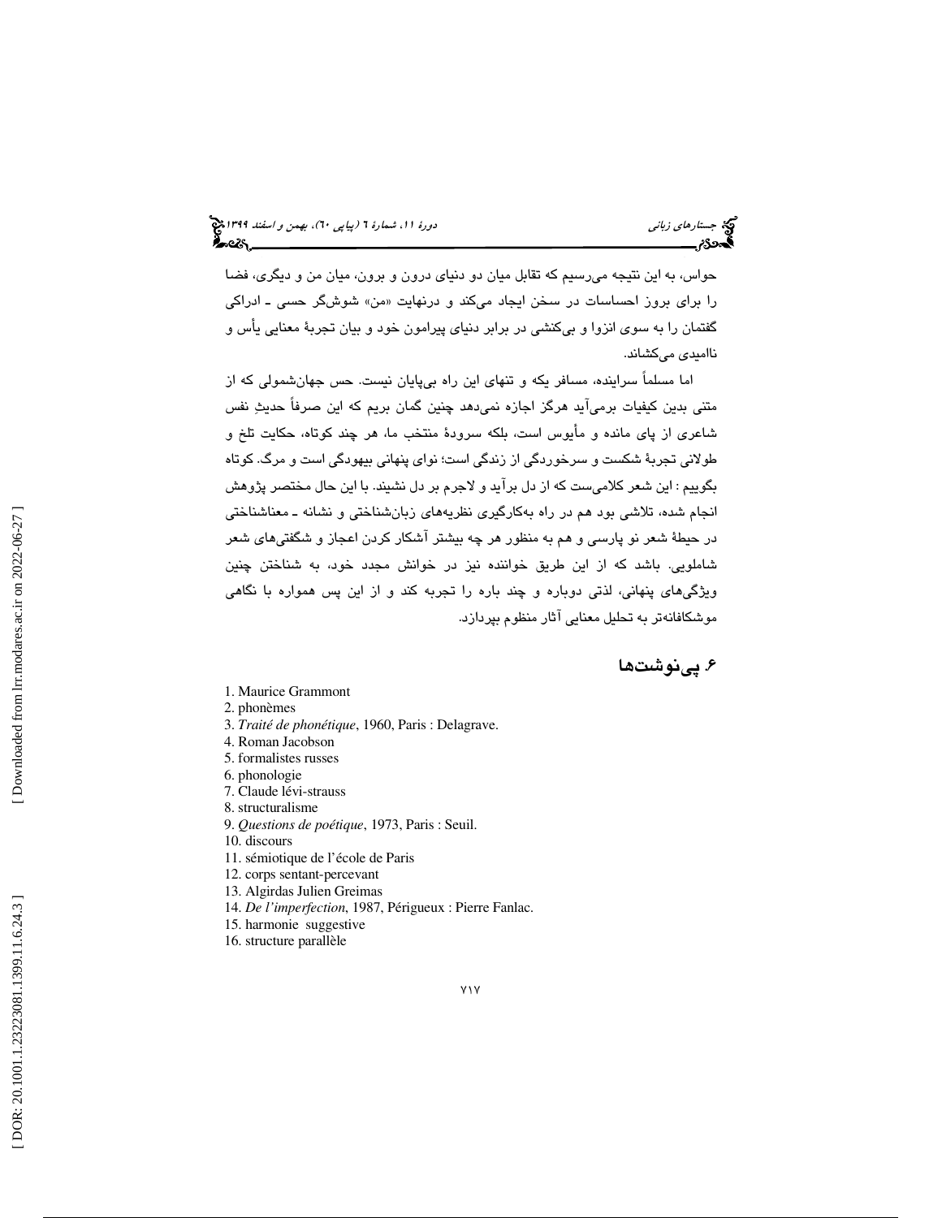حواس، به این نتیجه می‌رسیم که تقابل میان دو دنیای درون و برون، میان من و دیگری، فضا را برای بروز احساسات در سخن ایجاد می‌کند و درنهایت «من» شوش‌گر حسی ـ ادراکی گفتمان را به سوی انزوا و بی‌کنشی در برابر دنیای پیرامون خود و بیان تجربهٔ معنایی یأس و ناامیدی می‌کشاند.

اما مسلماً سراینده، مسافر یکه و تنهای این راه بی‌پایان نیست. حس جهان‌شمولی که از متنی بدین کیفیات برمی‌آید هرگز اجازه نمی‌دهد چنین گمان بریم که این صرفاً حدیثِ نفس شاعری از پای مانده و مأیوس است، بلکه سرودهٔ منتخب ما، هر چند کوتاه، حکایت تلخ و طولانی تجربهٔ شکست و سرخوردگی از زندگی است؛ نوای پنهانی بیهودگی است و مرگ. کوتاه بگوییم : این شعر کلامی‌ست که از دل برآید و لاجرم بر دل نشیند. با این حال مختصر پژوهش انجام شده، تلاشی بود هم در راه به‌کارگیری نظریه‌های زبان‌شناختی و نشانه ـ معناشناختی در حیطهٔ شعر نو پارسی و هم به منظور هر چه بیشتر آشکار کردن اعجاز و شگفتی‌های شعر شاملویی. باشد که از این طریق خواننده نیز در خوانش مجدد خود، به شناختن چنین ویژگی‌های پنهانی، لذتی دوباره و چند باره را تجربه کند و از این پس همواره با نگاهی موشکافانه‌تر به تحلیل معنایی آثار منظوم بپردازد.

## ۶. پی‌نوشت‌ها

1. Maurice Grammont
2. phonèmes
3. *Traité de phonétique*, 1960, Paris : Delagrave.
4. Roman Jacobson
5. formalistes russes
6. phonologie
7. Claude lévi-strauss
8. structuralisme
9. *Questions de poétique*, 1973, Paris : Seuil.
10. discours
11. sémiotique de l'école de Paris
12. corps sentant-percevant
13. Algirdas Julien Greimas
14. *De l'imperfection*, 1987, Périgueux : Pierre Fanlac.
15. harmonie suggestive
16. structure parallèle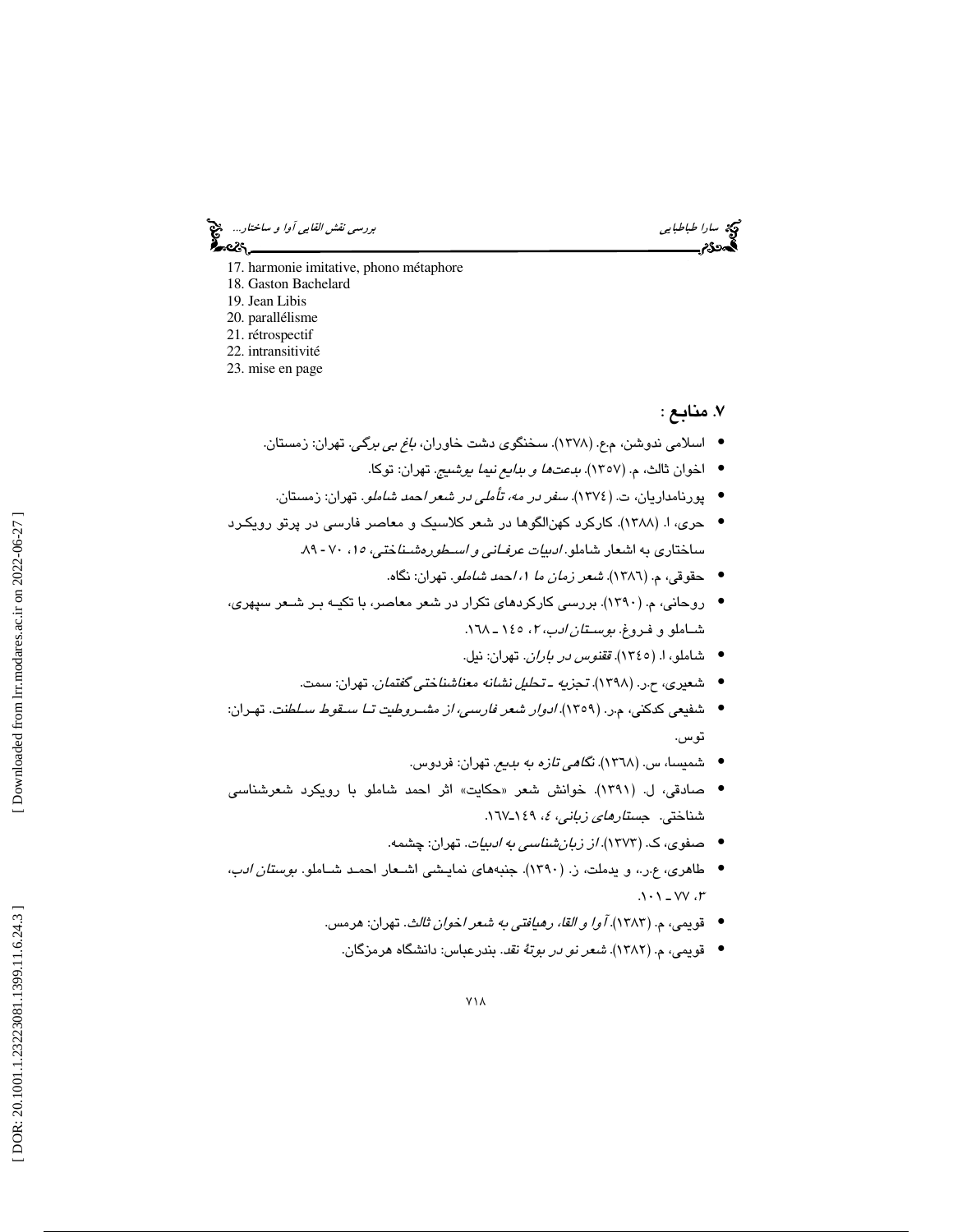17. harmonie imitative, phono métaphore
18. Gaston Bachelard
19. Jean Libis
20. parallélisme
21. rétrospectif
22. intransitivité
23. mise en page

## ۷. منابع :

- اسلامی ندوشن، م.ع. (۱۳۷۸). سخنگوی دشت خاوران، *باغ بی برگی*. تهران: زمستان.
- اخوان ثالث، م. (۱۳۵۷). *بدعت‌ها و بدایع نیما یوشیج*. تهران: توکا.
- پورنامداریان، ت. (۱۳۷٤). *سفر در مه، تأملی در شعر احمد شاملو*. تهران: زمستان.
- حری، ا. (۱۳۸۸). کارکرد کهن‌الگوها در شعر کلاسیک و معاصر فارسی در پرتو رویکرد ساختاری به اشعار شاملو. *ادبیات عرفانی و اسطوره‌شناختی*، ۱۵، ۷۰-۸۹.
- حقوقی، م. (۱۳۸٦). *شعر زمان ما ۱، احمد شاملو*. تهران: نگاه.
- روحانی، م. (۱۳۹۰). بررسی کارکردهای تکرار در شعر معاصر، با تکیه بر شعر سپهری، شاملو و فروغ. *بوستان ادب*، ۲، ۱٤۵ ـ ۱٦۸.
- شاملو، ا. (۱۳٤۵). *ققنوس در باران*. تهران: نیل.
- شعیری، ح.ر. (۱۳۹۸). *تجزیه ـ تحلیل نشانه معناشناختی گفتمان*. تهران: سمت.
- شفیعی کدکنی، م.ر. (۱۳۵۹). *ادوار شعر فارسی، از مشروطیت تا سقوط سلطنت*. تهران: توس.
- شمیسا، س. (۱۳٦۸). *نگاهی تازه به بدیع*. تهران: فردوس.
- صادقی، ل. (۱۳۹۱). خوانش شعر «حکایت» اثر احمد شاملو با رویکرد شعرشناسی شناختی. *جستارهای زبانی*، ٤، ۱٤۹ـ۱٦۷.
- صفوی، ک. (۱۳۷۳). *از زبان‌شناسی به ادبیات*. تهران: چشمه.
- طاهری، ع.ر.، و یدملت، ز. (۱۳۹۰). جنبه‌های نمایشی اشعار احمد شاملو. *بوستان ادب*، ۳، ۷۷ ـ ۱۰۱.
- قویمی، م. (۱۳۸۳). *آوا و القا، رهیافتی به شعر اخوان ثالث*. تهران: هرمس.
- قویمی، م. (۱۳۸۲). *شعر نو در بوتهٔ نقد*. بندرعباس: دانشگاه هرمزگان.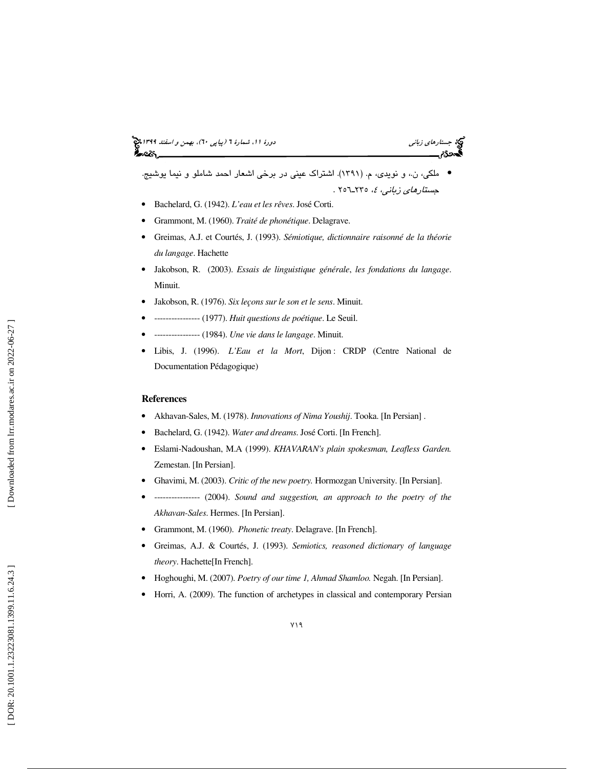- ملکی، ن.، و نویدی، م. (۱۳۹۱). اشتراک عینی در برخی اشعار احمد شاملو و نیما یوشیج. *جستارهای زبانی*، ٤، ۲۳۵ـ۲٥٦ .
- Bachelard, G. (1942). *L'eau et les rêves*. José Corti.
- Grammont, M. (1960). *Traité de phonétique*. Delagrave.
- Greimas, A.J. et Courtés, J. (1993). *Sémiotique, dictionnaire raisonné de la théorie du langage*. Hachette
- Jakobson, R. (2003). *Essais de linguistique générale*, *les fondations du langage*. Minuit.
- Jakobson, R. (1976). *Six leçons sur le son et le sens*. Minuit.
- ---------------- (1977). *Huit questions de poétique*. Le Seuil.
- ---------------- (1984). *Une vie dans le langage*. Minuit.
- Libis, J. (1996). *L'Eau et la Mort*, Dijon : CRDP (Centre National de Documentation Pédagogique)

## References

- Akhavan-Sales, M. (1978). *Innovations of Nima Youshij*. Tooka. [In Persian] .
- Bachelard, G. (1942). *Water and dreams*. José Corti. [In French].
- Eslami-Nadoushan, M.A (1999). *KHAVARAN's plain spokesman, Leafless Garden.* Zemestan. [In Persian].
- Ghavimi, M. (2003). *Critic of the new poetry.* Hormozgan University. [In Persian].
- ---------------- (2004). *Sound and suggestion, an approach to the poetry of the Akhavan-Sales*. Hermes. [In Persian].
- Grammont, M. (1960). *Phonetic treaty*. Delagrave. [In French].
- Greimas, A.J. & Courtés, J. (1993). *Semiotics, reasoned dictionary of language theory*. Hachette[In French].
- Hoghoughi, M. (2007). *Poetry of our time 1, Ahmad Shamloo.* Negah. [In Persian].
- Horri, A. (2009). The function of archetypes in classical and contemporary Persian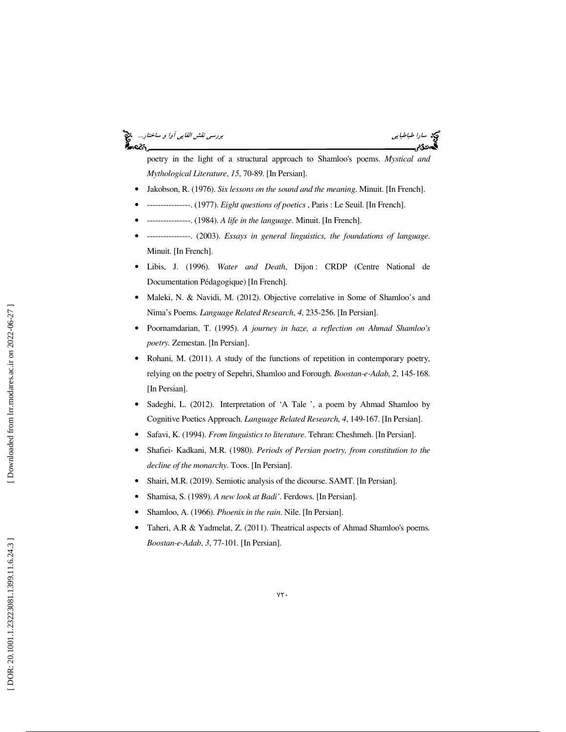poetry in the light of a structural approach to Shamloo's poems. *Mystical and Mythological Literature*, *15*, 70-89. [In Persian].

- Jakobson, R. (1976). *Six lessons on the sound and the meaning*. Minuit. [In French].
- ----------------. (1977). *Eight questions of poetics* , Paris : Le Seuil. [In French].
- ----------------. (1984). *A life in the language*. Minuit. [In French].
- ----------------. (2003). *Essays in general linguistics, the foundations of language*. Minuit. [In French].
- Libis, J. (1996). *Water and Death*, Dijon : CRDP (Centre National de Documentation Pédagogique) [In French].
- Maleki, N. & Navidi, M. (2012). Objective correlative in Some of Shamloo's and Nima's Poems. *Language Related Research*, *4*, 235-256. [In Persian].
- Poornamdarian, T. (1995). *A journey in haze, a reflection on Ahmad Shamloo's poetry*. Zemestan. [In Persian].
- Rohani, M. (2011). *A* study of the functions of repetition in contemporary poetry, relying on the poetry of Sepehri, Shamloo and Forough. *Boostan-e-Adab*, *2*, 145-168. [In Persian].
- Sadeghi, L. (2012). Interpretation of 'A Tale ', a poem by Ahmad Shamloo by Cognitive Poetics Approach. *Language Related Research*, *4*, 149-167. [In Persian].
- Safavi, K. (1994). *From linguistics to literature*. Tehran: Cheshmeh. [In Persian].
- Shafiei- Kadkani, M.R. (1980). *Periods of Persian poetry, from constitution to the decline of the monarchy*. Toos. [In Persian].
- Shairi, M.R. (2019). Semiotic analysis of the dicourse. SAMT. [In Persian].
- Shamisa, S. (1989). *A new look at Badi'*. Ferdows. [In Persian].
- Shamloo, A. (1966). *Phoenix in the rain*. Nile. [In Persian].
- Taheri, A.R & Yadmelat, Z. (2011). Theatrical aspects of Ahmad Shamloo's poems. *Boostan-e-Adab*, *3*, 77-101. [In Persian].